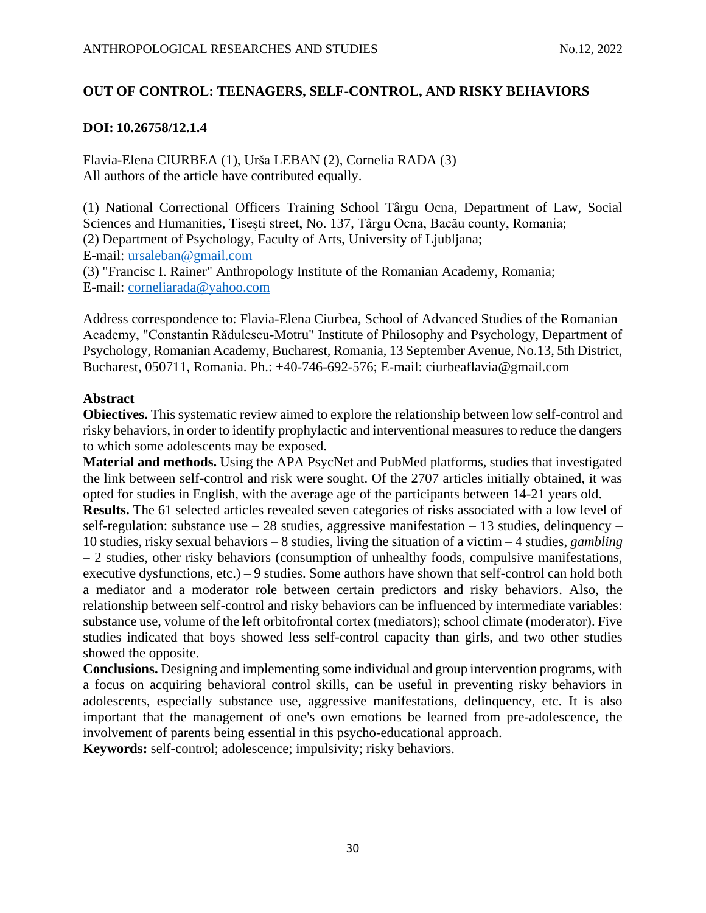# OUT OF CONTROL: TEENAGERS, SELF-CONTROL, AND RISKY BEHAVIORS

**DOI: 10.26758/12.1.4**

Flavia-Elena CIURBEA (1), Urša LEBAN (2), Cornelia RADA (3)
All authors of the article have contributed equally.

(1) National Correctional Officers Training School Târgu Ocna, Department of Law, Social Sciences and Humanities, Tisești street, No. 137, Târgu Ocna, Bacău county, Romania;
(2) Department of Psychology, Faculty of Arts, University of Ljubljana;
E-mail: ursaleban@gmail.com
(3) "Francisc I. Rainer" Anthropology Institute of the Romanian Academy, Romania;
E-mail: corneliarada@yahoo.com

Address correspondence to: Flavia-Elena Ciurbea, School of Advanced Studies of the Romanian Academy, "Constantin Rădulescu-Motru" Institute of Philosophy and Psychology, Department of Psychology, Romanian Academy, Bucharest, Romania, 13 September Avenue, No.13, 5th District, Bucharest, 050711, Romania. Ph.: +40-746-692-576; E-mail: ciurbeaflavia@gmail.com

## Abstract

**Objectives.** This systematic review aimed to explore the relationship between low self-control and risky behaviors, in order to identify prophylactic and interventional measures to reduce the dangers to which some adolescents may be exposed.

**Material and methods.** Using the APA PsycNet and PubMed platforms, studies that investigated the link between self-control and risk were sought. Of the 2707 articles initially obtained, it was opted for studies in English, with the average age of the participants between 14-21 years old.

**Results.** The 61 selected articles revealed seven categories of risks associated with a low level of self-regulation: substance use – 28 studies, aggressive manifestation – 13 studies, delinquency – 10 studies, risky sexual behaviors – 8 studies, living the situation of a victim – 4 studies, *gambling* – 2 studies, other risky behaviors (consumption of unhealthy foods, compulsive manifestations, executive dysfunctions, etc.) – 9 studies. Some authors have shown that self-control can hold both a mediator and a moderator role between certain predictors and risky behaviors. Also, the relationship between self-control and risky behaviors can be influenced by intermediate variables: substance use, volume of the left orbitofrontal cortex (mediators); school climate (moderator). Five studies indicated that boys showed less self-control capacity than girls, and two other studies showed the opposite.

**Conclusions.** Designing and implementing some individual and group intervention programs, with a focus on acquiring behavioral control skills, can be useful in preventing risky behaviors in adolescents, especially substance use, aggressive manifestations, delinquency, etc. It is also important that the management of one's own emotions be learned from pre-adolescence, the involvement of parents being essential in this psycho-educational approach.

**Keywords:** self-control; adolescence; impulsivity; risky behaviors.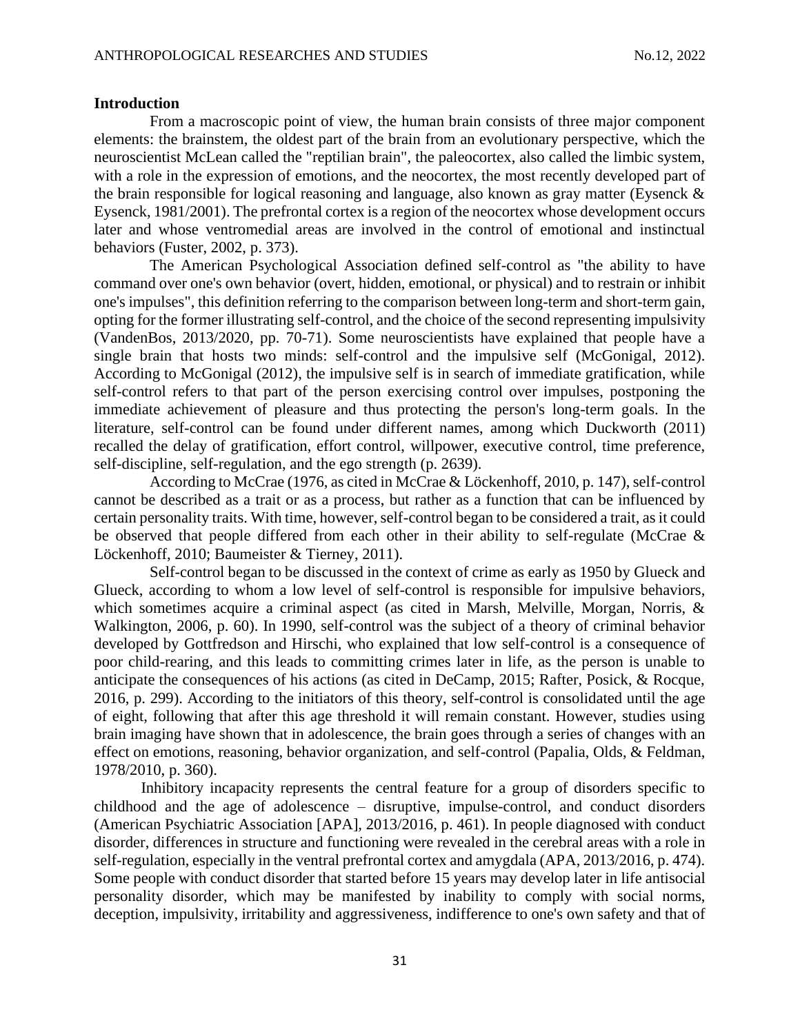## Introduction

From a macroscopic point of view, the human brain consists of three major component elements: the brainstem, the oldest part of the brain from an evolutionary perspective, which the neuroscientist McLean called the "reptilian brain", the paleocortex, also called the limbic system, with a role in the expression of emotions, and the neocortex, the most recently developed part of the brain responsible for logical reasoning and language, also known as gray matter (Eysenck & Eysenck, 1981/2001). The prefrontal cortex is a region of the neocortex whose development occurs later and whose ventromedial areas are involved in the control of emotional and instinctual behaviors (Fuster, 2002, p. 373).

The American Psychological Association defined self-control as "the ability to have command over one's own behavior (overt, hidden, emotional, or physical) and to restrain or inhibit one's impulses", this definition referring to the comparison between long-term and short-term gain, opting for the former illustrating self-control, and the choice of the second representing impulsivity (VandenBos, 2013/2020, pp. 70-71). Some neuroscientists have explained that people have a single brain that hosts two minds: self-control and the impulsive self (McGonigal, 2012). According to McGonigal (2012), the impulsive self is in search of immediate gratification, while self-control refers to that part of the person exercising control over impulses, postponing the immediate achievement of pleasure and thus protecting the person's long-term goals. In the literature, self-control can be found under different names, among which Duckworth (2011) recalled the delay of gratification, effort control, willpower, executive control, time preference, self-discipline, self-regulation, and the ego strength (p. 2639).

According to McCrae (1976, as cited in McCrae & Löckenhoff, 2010, p. 147), self-control cannot be described as a trait or as a process, but rather as a function that can be influenced by certain personality traits. With time, however, self-control began to be considered a trait, as it could be observed that people differed from each other in their ability to self-regulate (McCrae & Löckenhoff, 2010; Baumeister & Tierney, 2011).

Self-control began to be discussed in the context of crime as early as 1950 by Glueck and Glueck, according to whom a low level of self-control is responsible for impulsive behaviors, which sometimes acquire a criminal aspect (as cited in Marsh, Melville, Morgan, Norris, & Walkington, 2006, p. 60). In 1990, self-control was the subject of a theory of criminal behavior developed by Gottfredson and Hirschi, who explained that low self-control is a consequence of poor child-rearing, and this leads to committing crimes later in life, as the person is unable to anticipate the consequences of his actions (as cited in DeCamp, 2015; Rafter, Posick, & Rocque, 2016, p. 299). According to the initiators of this theory, self-control is consolidated until the age of eight, following that after this age threshold it will remain constant. However, studies using brain imaging have shown that in adolescence, the brain goes through a series of changes with an effect on emotions, reasoning, behavior organization, and self-control (Papalia, Olds, & Feldman, 1978/2010, p. 360).

Inhibitory incapacity represents the central feature for a group of disorders specific to childhood and the age of adolescence – disruptive, impulse-control, and conduct disorders (American Psychiatric Association [APA], 2013/2016, p. 461). In people diagnosed with conduct disorder, differences in structure and functioning were revealed in the cerebral areas with a role in self-regulation, especially in the ventral prefrontal cortex and amygdala (APA, 2013/2016, p. 474). Some people with conduct disorder that started before 15 years may develop later in life antisocial personality disorder, which may be manifested by inability to comply with social norms, deception, impulsivity, irritability and aggressiveness, indifference to one's own safety and that of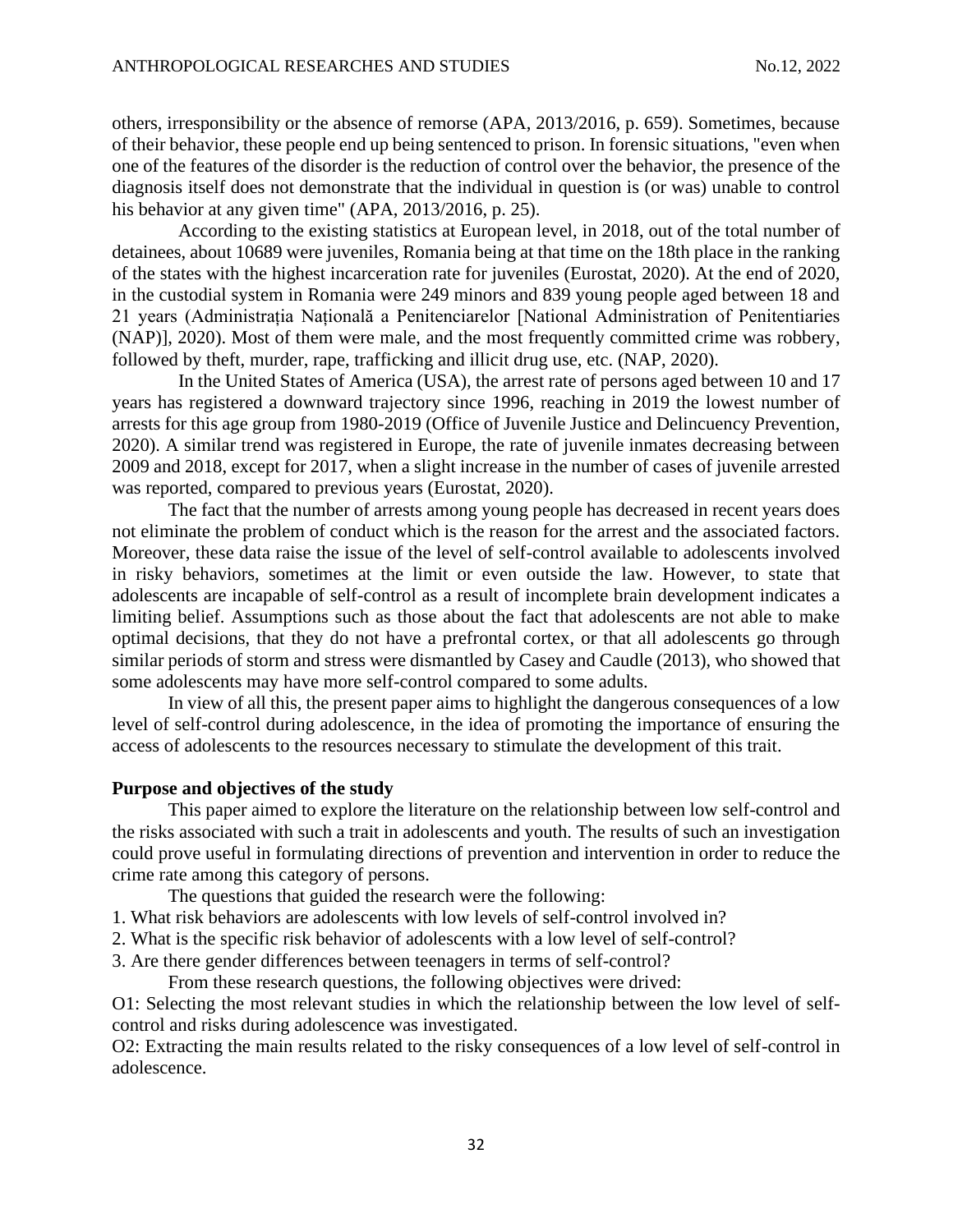others, irresponsibility or the absence of remorse (APA, 2013/2016, p. 659). Sometimes, because of their behavior, these people end up being sentenced to prison. In forensic situations, "even when one of the features of the disorder is the reduction of control over the behavior, the presence of the diagnosis itself does not demonstrate that the individual in question is (or was) unable to control his behavior at any given time" (APA, 2013/2016, p. 25).

According to the existing statistics at European level, in 2018, out of the total number of detainees, about 10689 were juveniles, Romania being at that time on the 18th place in the ranking of the states with the highest incarceration rate for juveniles (Eurostat, 2020). At the end of 2020, in the custodial system in Romania were 249 minors and 839 young people aged between 18 and 21 years (Administrația Națională a Penitenciarelor [National Administration of Penitentiaries (NAP)], 2020). Most of them were male, and the most frequently committed crime was robbery, followed by theft, murder, rape, trafficking and illicit drug use, etc. (NAP, 2020).

In the United States of America (USA), the arrest rate of persons aged between 10 and 17 years has registered a downward trajectory since 1996, reaching in 2019 the lowest number of arrests for this age group from 1980-2019 (Office of Juvenile Justice and Delincuency Prevention, 2020). A similar trend was registered in Europe, the rate of juvenile inmates decreasing between 2009 and 2018, except for 2017, when a slight increase in the number of cases of juvenile arrested was reported, compared to previous years (Eurostat, 2020).

The fact that the number of arrests among young people has decreased in recent years does not eliminate the problem of conduct which is the reason for the arrest and the associated factors. Moreover, these data raise the issue of the level of self-control available to adolescents involved in risky behaviors, sometimes at the limit or even outside the law. However, to state that adolescents are incapable of self-control as a result of incomplete brain development indicates a limiting belief. Assumptions such as those about the fact that adolescents are not able to make optimal decisions, that they do not have a prefrontal cortex, or that all adolescents go through similar periods of storm and stress were dismantled by Casey and Caudle (2013), who showed that some adolescents may have more self-control compared to some adults.

In view of all this, the present paper aims to highlight the dangerous consequences of a low level of self-control during adolescence, in the idea of promoting the importance of ensuring the access of adolescents to the resources necessary to stimulate the development of this trait.

**Purpose and objectives of the study**

This paper aimed to explore the literature on the relationship between low self-control and the risks associated with such a trait in adolescents and youth. The results of such an investigation could prove useful in formulating directions of prevention and intervention in order to reduce the crime rate among this category of persons.

The questions that guided the research were the following:

1. What risk behaviors are adolescents with low levels of self-control involved in?
2. What is the specific risk behavior of adolescents with a low level of self-control?
3. Are there gender differences between teenagers in terms of self-control?

From these research questions, the following objectives were drived:

O1: Selecting the most relevant studies in which the relationship between the low level of self-control and risks during adolescence was investigated.

O2: Extracting the main results related to the risky consequences of a low level of self-control in adolescence.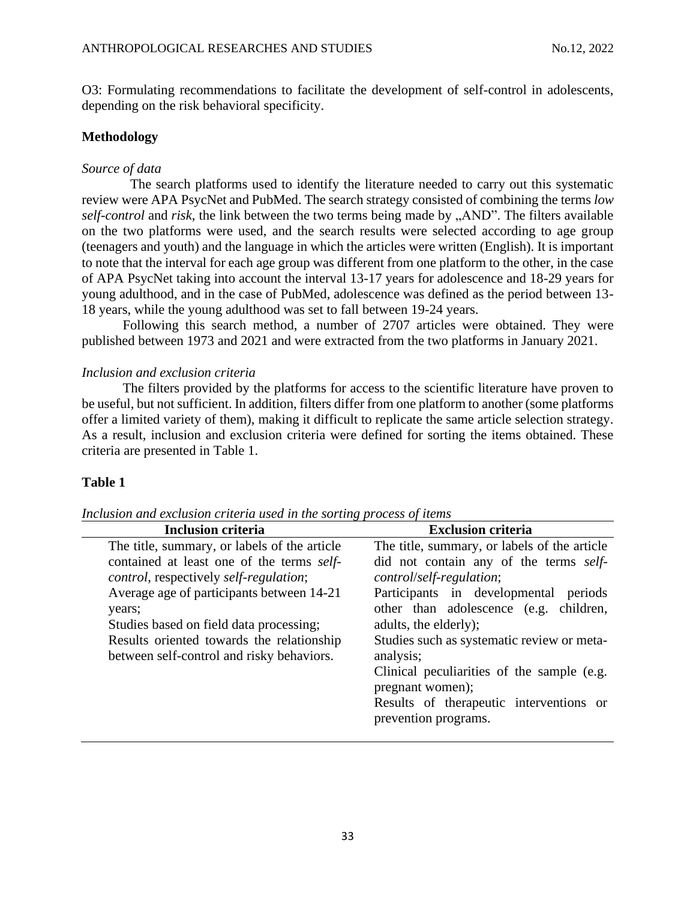O3: Formulating recommendations to facilitate the development of self-control in adolescents, depending on the risk behavioral specificity.

## Methodology

*Source of data*

The search platforms used to identify the literature needed to carry out this systematic review were APA PsycNet and PubMed. The search strategy consisted of combining the terms *low self-control* and *risk*, the link between the two terms being made by „AND". The filters available on the two platforms were used, and the search results were selected according to age group (teenagers and youth) and the language in which the articles were written (English). It is important to note that the interval for each age group was different from one platform to the other, in the case of APA PsycNet taking into account the interval 13-17 years for adolescence and 18-29 years for young adulthood, and in the case of PubMed, adolescence was defined as the period between 13-18 years, while the young adulthood was set to fall between 19-24 years.

Following this search method, a number of 2707 articles were obtained. They were published between 1973 and 2021 and were extracted from the two platforms in January 2021.

*Inclusion and exclusion criteria*

The filters provided by the platforms for access to the scientific literature have proven to be useful, but not sufficient. In addition, filters differ from one platform to another (some platforms offer a limited variety of them), making it difficult to replicate the same article selection strategy. As a result, inclusion and exclusion criteria were defined for sorting the items obtained. These criteria are presented in Table 1.

**Table 1**

*Inclusion and exclusion criteria used in the sorting process of items*

| Inclusion criteria | Exclusion criteria |
|---|---|
| The title, summary, or labels of the article contained at least one of the terms *self-control*, respectively *self-regulation*; | The title, summary, or labels of the article did not contain any of the terms *self-control*/*self-regulation*; |
| Average age of participants between 14-21 years; | Participants in developmental periods other than adolescence (e.g. children, adults, the elderly); |
| Studies based on field data processing; | Studies such as systematic review or meta-analysis; |
| Results oriented towards the relationship between self-control and risky behaviors. | Clinical peculiarities of the sample (e.g. pregnant women); |
| | Results of therapeutic interventions or prevention programs. |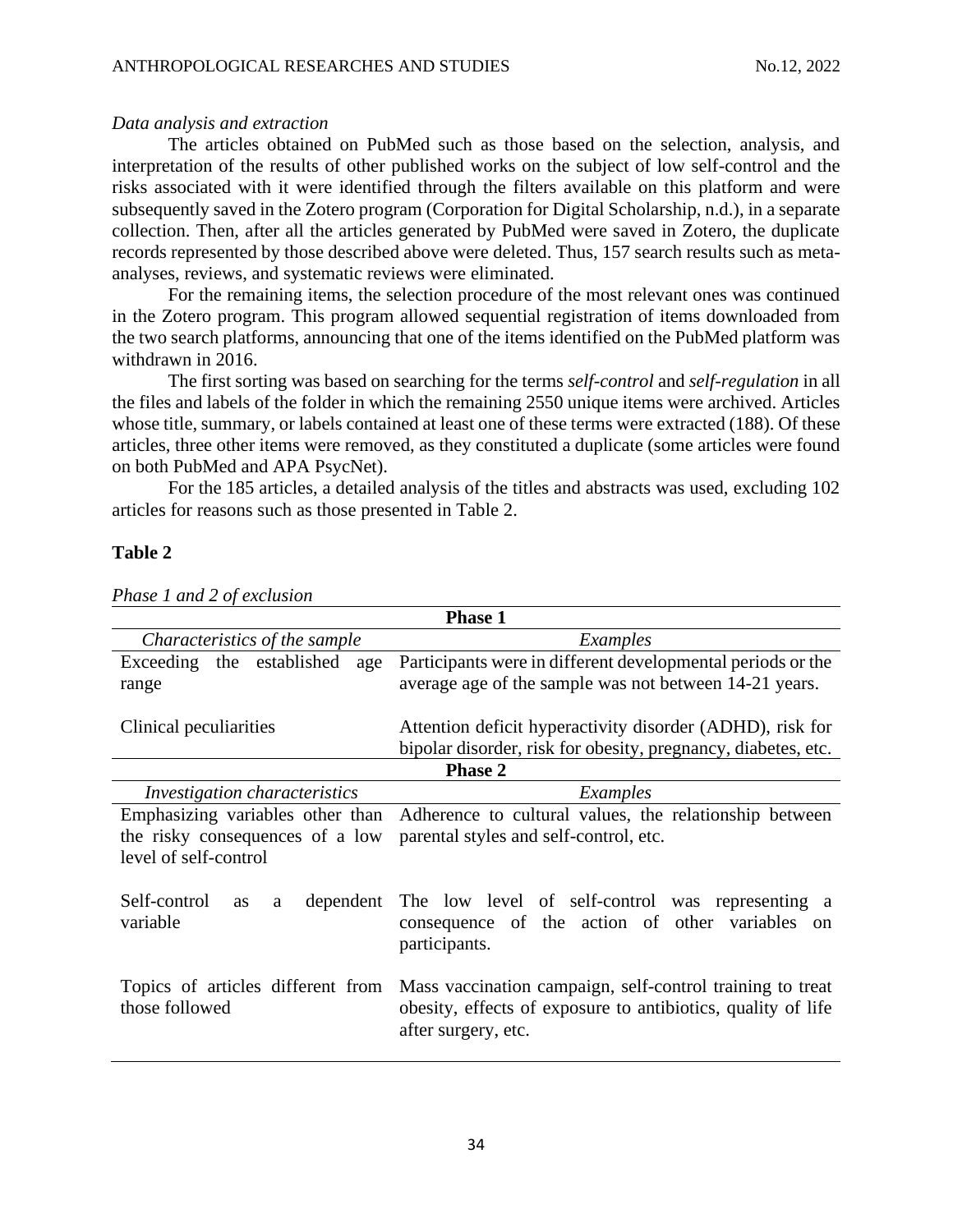*Data analysis and extraction*

The articles obtained on PubMed such as those based on the selection, analysis, and interpretation of the results of other published works on the subject of low self-control and the risks associated with it were identified through the filters available on this platform and were subsequently saved in the Zotero program (Corporation for Digital Scholarship, n.d.), in a separate collection. Then, after all the articles generated by PubMed were saved in Zotero, the duplicate records represented by those described above were deleted. Thus, 157 search results such as meta-analyses, reviews, and systematic reviews were eliminated.

For the remaining items, the selection procedure of the most relevant ones was continued in the Zotero program. This program allowed sequential registration of items downloaded from the two search platforms, announcing that one of the items identified on the PubMed platform was withdrawn in 2016.

The first sorting was based on searching for the terms *self-control* and *self-regulation* in all the files and labels of the folder in which the remaining 2550 unique items were archived. Articles whose title, summary, or labels contained at least one of these terms were extracted (188). Of these articles, three other items were removed, as they constituted a duplicate (some articles were found on both PubMed and APA PsycNet).

For the 185 articles, a detailed analysis of the titles and abstracts was used, excluding 102 articles for reasons such as those presented in Table 2.

**Table 2**

*Phase 1 and 2 of exclusion*

| **Phase 1** | |
|---|---|
| *Characteristics of the sample* | *Examples* |
| Exceeding the established age range | Participants were in different developmental periods or the average age of the sample was not between 14-21 years. |
| Clinical peculiarities | Attention deficit hyperactivity disorder (ADHD), risk for bipolar disorder, risk for obesity, pregnancy, diabetes, etc. |
| **Phase 2** | |
| *Investigation characteristics* | *Examples* |
| Emphasizing variables other than the risky consequences of a low level of self-control | Adherence to cultural values, the relationship between parental styles and self-control, etc. |
| Self-control as a dependent variable | The low level of self-control was representing a consequence of the action of other variables on participants. |
| Topics of articles different from those followed | Mass vaccination campaign, self-control training to treat obesity, effects of exposure to antibiotics, quality of life after surgery, etc. |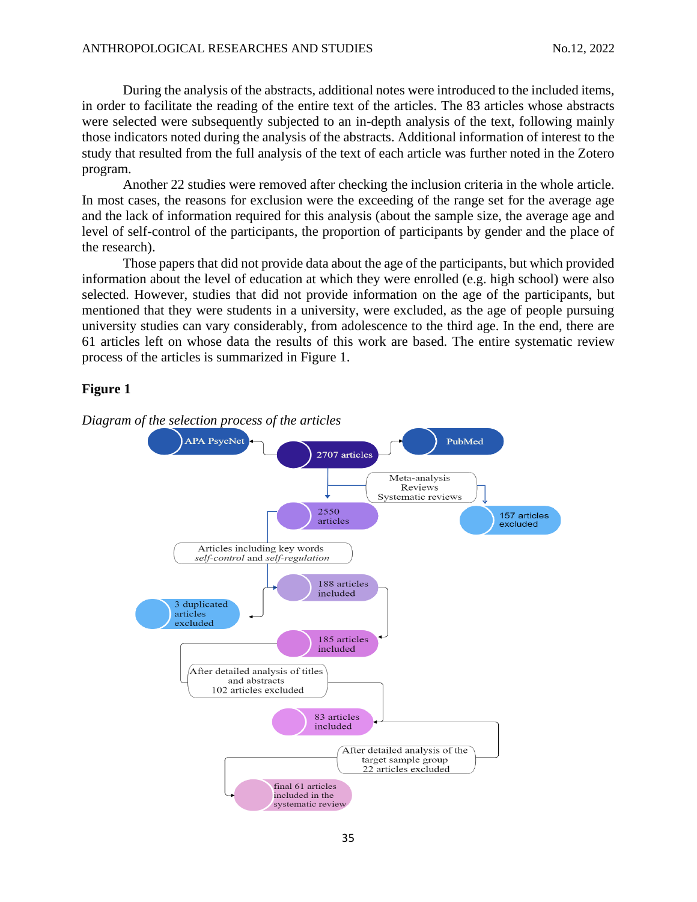During the analysis of the abstracts, additional notes were introduced to the included items, in order to facilitate the reading of the entire text of the articles. The 83 articles whose abstracts were selected were subsequently subjected to an in-depth analysis of the text, following mainly those indicators noted during the analysis of the abstracts. Additional information of interest to the study that resulted from the full analysis of the text of each article was further noted in the Zotero program.

Another 22 studies were removed after checking the inclusion criteria in the whole article. In most cases, the reasons for exclusion were the exceeding of the range set for the average age and the lack of information required for this analysis (about the sample size, the average age and level of self-control of the participants, the proportion of participants by gender and the place of the research).

Those papers that did not provide data about the age of the participants, but which provided information about the level of education at which they were enrolled (e.g. high school) were also selected. However, studies that did not provide information on the age of the participants, but mentioned that they were students in a university, were excluded, as the age of people pursuing university studies can vary considerably, from adolescence to the third age. In the end, there are 61 articles left on whose data the results of this work are based. The entire systematic review process of the articles is summarized in Figure 1.

**Figure 1**

*Diagram of the selection process of the articles*

APA PsycNet → 2707 articles ← PubMed

Meta-analysis, Reviews, Systematic reviews → 157 articles excluded

2550 articles

Articles including key words *self-control* and *self-regulation*

188 articles included

3 duplicated articles excluded

185 articles included

After detailed analysis of titles and abstracts 102 articles excluded

83 articles included

After detailed analysis of the target sample group 22 articles excluded

final 61 articles included in the systematic review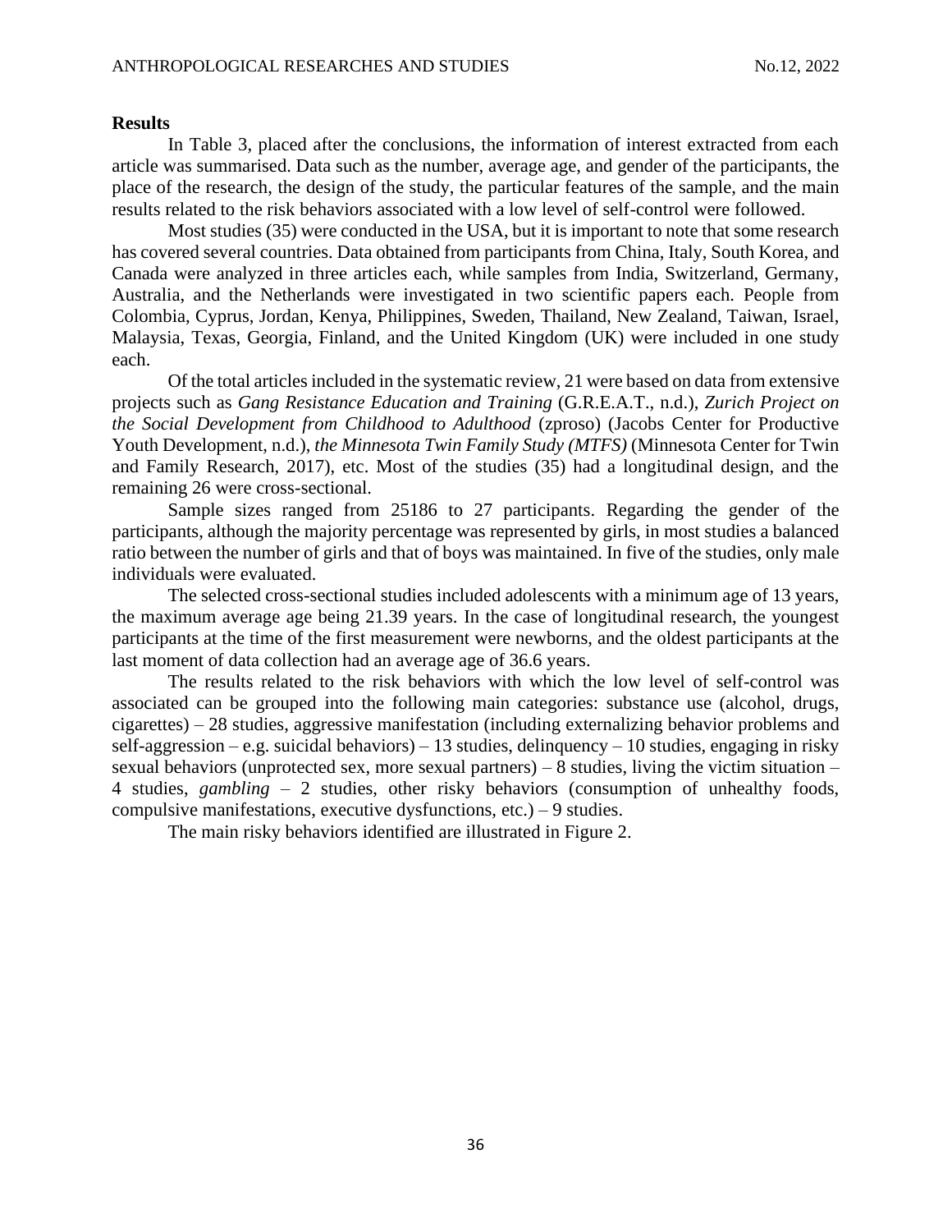**Results**

In Table 3, placed after the conclusions, the information of interest extracted from each article was summarised. Data such as the number, average age, and gender of the participants, the place of the research, the design of the study, the particular features of the sample, and the main results related to the risk behaviors associated with a low level of self-control were followed.

Most studies (35) were conducted in the USA, but it is important to note that some research has covered several countries. Data obtained from participants from China, Italy, South Korea, and Canada were analyzed in three articles each, while samples from India, Switzerland, Germany, Australia, and the Netherlands were investigated in two scientific papers each. People from Colombia, Cyprus, Jordan, Kenya, Philippines, Sweden, Thailand, New Zealand, Taiwan, Israel, Malaysia, Texas, Georgia, Finland, and the United Kingdom (UK) were included in one study each.

Of the total articles included in the systematic review, 21 were based on data from extensive projects such as *Gang Resistance Education and Training* (G.R.E.A.T., n.d.), *Zurich Project on the Social Development from Childhood to Adulthood* (zproso) (Jacobs Center for Productive Youth Development, n.d.), *the Minnesota Twin Family Study (MTFS)* (Minnesota Center for Twin and Family Research, 2017), etc. Most of the studies (35) had a longitudinal design, and the remaining 26 were cross-sectional.

Sample sizes ranged from 25186 to 27 participants. Regarding the gender of the participants, although the majority percentage was represented by girls, in most studies a balanced ratio between the number of girls and that of boys was maintained. In five of the studies, only male individuals were evaluated.

The selected cross-sectional studies included adolescents with a minimum age of 13 years, the maximum average age being 21.39 years. In the case of longitudinal research, the youngest participants at the time of the first measurement were newborns, and the oldest participants at the last moment of data collection had an average age of 36.6 years.

The results related to the risk behaviors with which the low level of self-control was associated can be grouped into the following main categories: substance use (alcohol, drugs, cigarettes) – 28 studies, aggressive manifestation (including externalizing behavior problems and self-aggression – e.g. suicidal behaviors) – 13 studies, delinquency – 10 studies, engaging in risky sexual behaviors (unprotected sex, more sexual partners) – 8 studies, living the victim situation – 4 studies, *gambling* – 2 studies, other risky behaviors (consumption of unhealthy foods, compulsive manifestations, executive dysfunctions, etc.) – 9 studies.

The main risky behaviors identified are illustrated in Figure 2.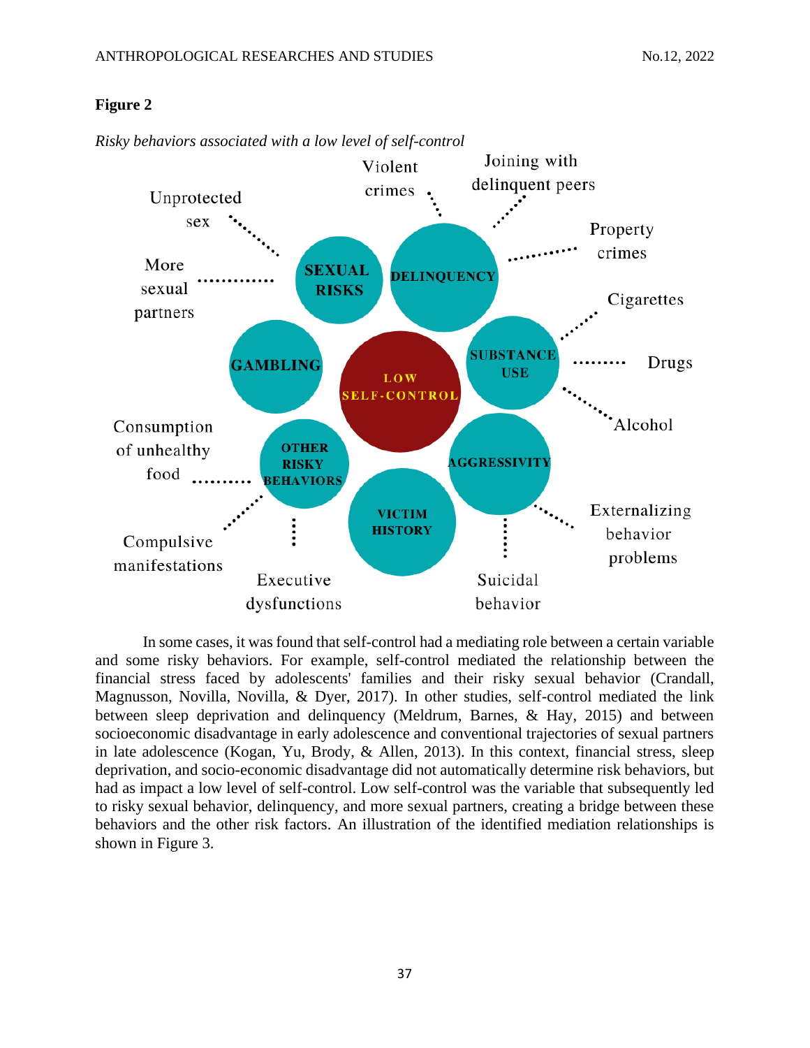**Figure 2**

*Risky behaviors associated with a low level of self-control*

In some cases, it was found that self-control had a mediating role between a certain variable and some risky behaviors. For example, self-control mediated the relationship between the financial stress faced by adolescents' families and their risky sexual behavior (Crandall, Magnusson, Novilla, Novilla, & Dyer, 2017). In other studies, self-control mediated the link between sleep deprivation and delinquency (Meldrum, Barnes, & Hay, 2015) and between socioeconomic disadvantage in early adolescence and conventional trajectories of sexual partners in late adolescence (Kogan, Yu, Brody, & Allen, 2013). In this context, financial stress, sleep deprivation, and socio-economic disadvantage did not automatically determine risk behaviors, but had as impact a low level of self-control. Low self-control was the variable that subsequently led to risky sexual behavior, delinquency, and more sexual partners, creating a bridge between these behaviors and the other risk factors. An illustration of the identified mediation relationships is shown in Figure 3.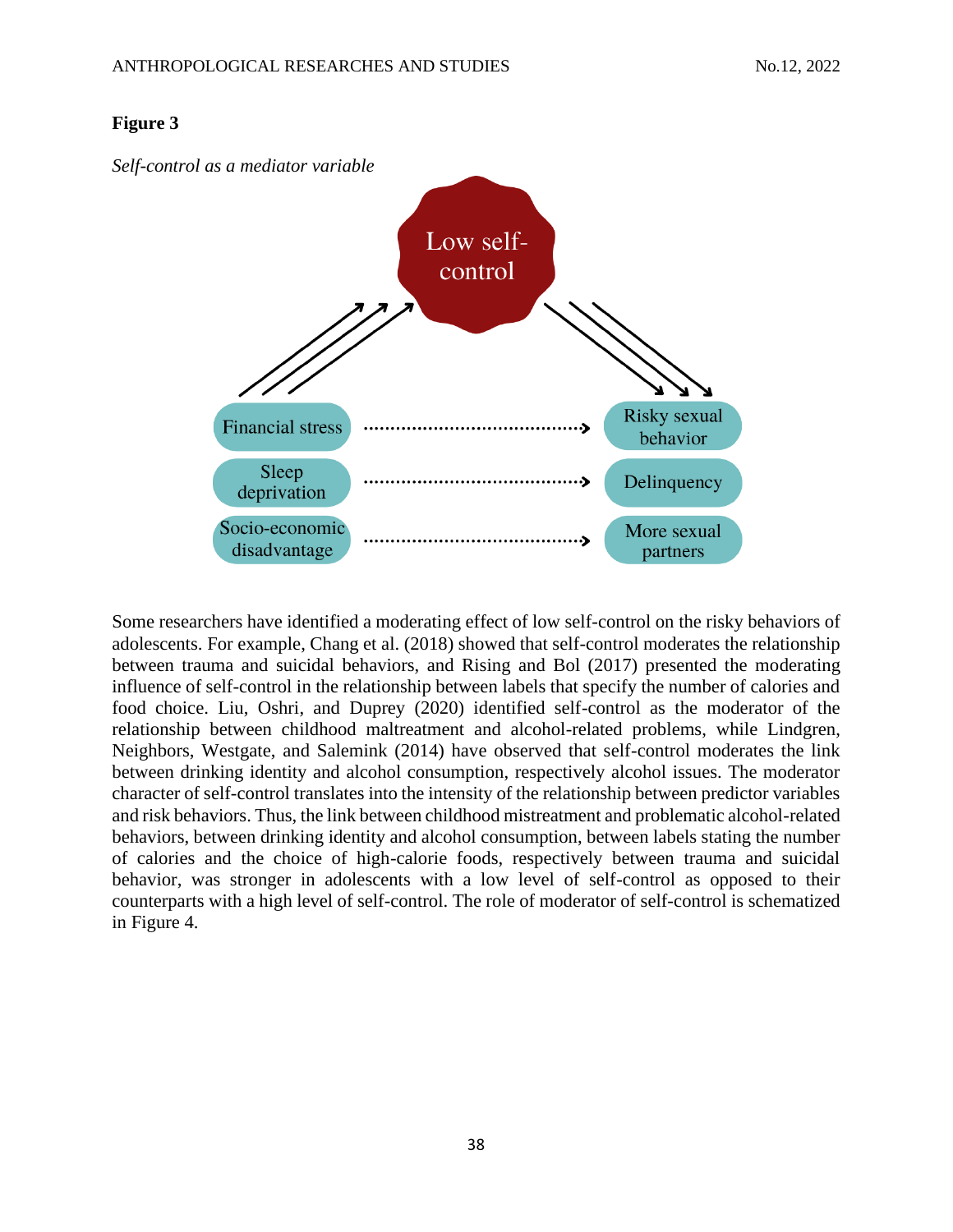**Figure 3**

*Self-control as a mediator variable*

Some researchers have identified a moderating effect of low self-control on the risky behaviors of adolescents. For example, Chang et al. (2018) showed that self-control moderates the relationship between trauma and suicidal behaviors, and Rising and Bol (2017) presented the moderating influence of self-control in the relationship between labels that specify the number of calories and food choice. Liu, Oshri, and Duprey (2020) identified self-control as the moderator of the relationship between childhood maltreatment and alcohol-related problems, while Lindgren, Neighbors, Westgate, and Salemink (2014) have observed that self-control moderates the link between drinking identity and alcohol consumption, respectively alcohol issues. The moderator character of self-control translates into the intensity of the relationship between predictor variables and risk behaviors. Thus, the link between childhood mistreatment and problematic alcohol-related behaviors, between drinking identity and alcohol consumption, between labels stating the number of calories and the choice of high-calorie foods, respectively between trauma and suicidal behavior, was stronger in adolescents with a low level of self-control as opposed to their counterparts with a high level of self-control. The role of moderator of self-control is schematized in Figure 4.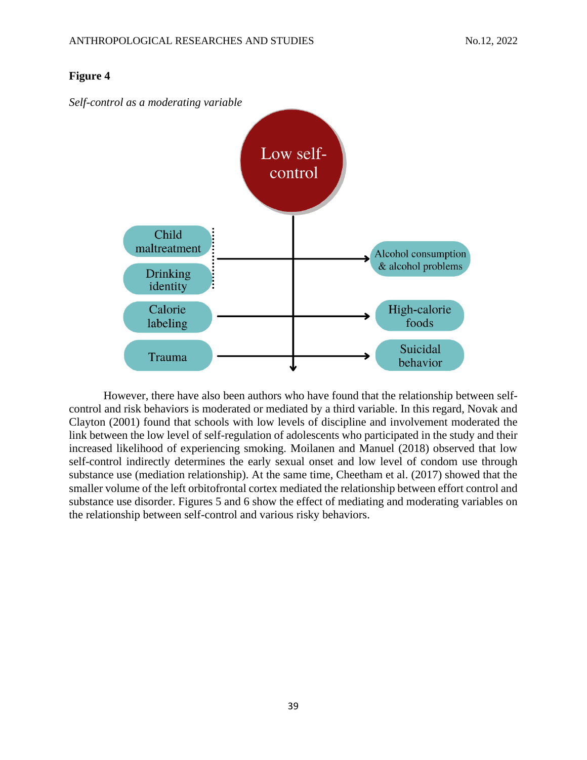**Figure 4**

*Self-control as a moderating variable*

Low self-control

Child maltreatment

Drinking identity

Calorie labeling

Trauma

Alcohol consumption & alcohol problems

High-calorie foods

Suicidal behavior

However, there have also been authors who have found that the relationship between self-control and risk behaviors is moderated or mediated by a third variable. In this regard, Novak and Clayton (2001) found that schools with low levels of discipline and involvement moderated the link between the low level of self-regulation of adolescents who participated in the study and their increased likelihood of experiencing smoking. Moilanen and Manuel (2018) observed that low self-control indirectly determines the early sexual onset and low level of condom use through substance use (mediation relationship). At the same time, Cheetham et al. (2017) showed that the smaller volume of the left orbitofrontal cortex mediated the relationship between effort control and substance use disorder. Figures 5 and 6 show the effect of mediating and moderating variables on the relationship between self-control and various risky behaviors.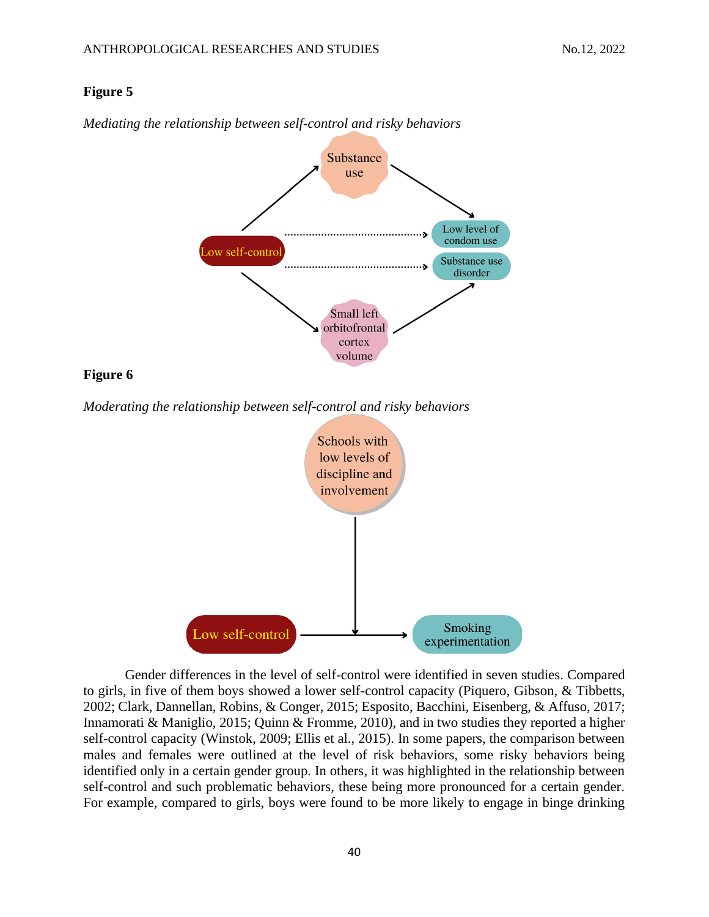**Figure 5**

*Mediating the relationship between self-control and risky behaviors*

Substance use

Low self-control

Low level of condom use

Substance use disorder

Small left orbitofrontal cortex volume

**Figure 6**

*Moderating the relationship between self-control and risky behaviors*

Schools with low levels of discipline and involvement

Low self-control

Smoking experimentation

Gender differences in the level of self-control were identified in seven studies. Compared to girls, in five of them boys showed a lower self-control capacity (Piquero, Gibson, & Tibbetts, 2002; Clark, Dannellan, Robins, & Conger, 2015; Esposito, Bacchini, Eisenberg, & Affuso, 2017; Innamorati & Maniglio, 2015; Quinn & Fromme, 2010), and in two studies they reported a higher self-control capacity (Winstok, 2009; Ellis et al., 2015). In some papers, the comparison between males and females were outlined at the level of risk behaviors, some risky behaviors being identified only in a certain gender group. In others, it was highlighted in the relationship between self-control and such problematic behaviors, these being more pronounced for a certain gender. For example, compared to girls, boys were found to be more likely to engage in binge drinking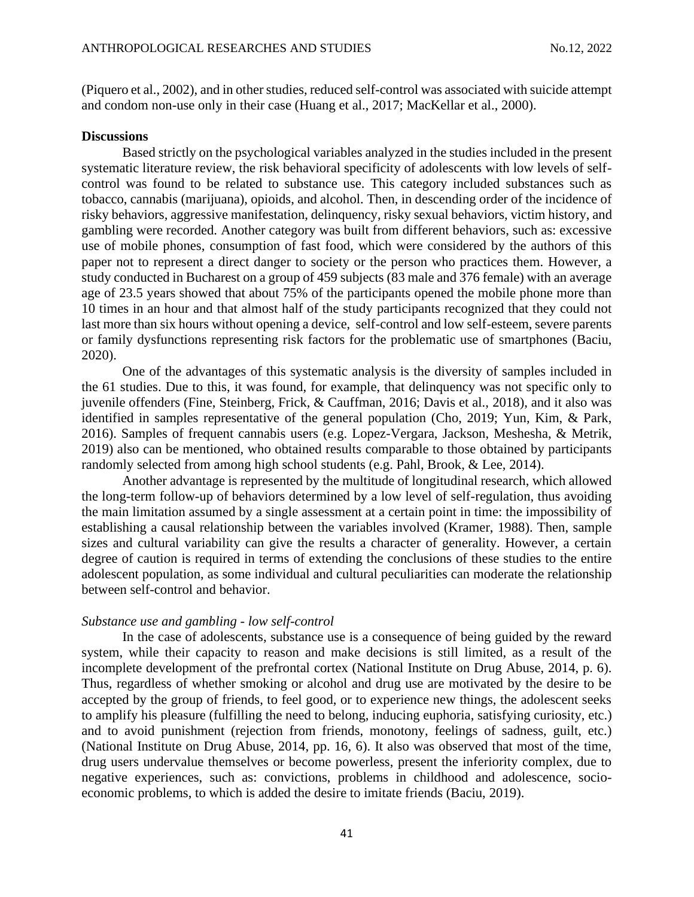(Piquero et al., 2002), and in other studies, reduced self-control was associated with suicide attempt and condom non-use only in their case (Huang et al., 2017; MacKellar et al., 2000).

**Discussions**

Based strictly on the psychological variables analyzed in the studies included in the present systematic literature review, the risk behavioral specificity of adolescents with low levels of self-control was found to be related to substance use. This category included substances such as tobacco, cannabis (marijuana), opioids, and alcohol. Then, in descending order of the incidence of risky behaviors, aggressive manifestation, delinquency, risky sexual behaviors, victim history, and gambling were recorded. Another category was built from different behaviors, such as: excessive use of mobile phones, consumption of fast food, which were considered by the authors of this paper not to represent a direct danger to society or the person who practices them. However, a study conducted in Bucharest on a group of 459 subjects (83 male and 376 female) with an average age of 23.5 years showed that about 75% of the participants opened the mobile phone more than 10 times in an hour and that almost half of the study participants recognized that they could not last more than six hours without opening a device, self-control and low self-esteem, severe parents or family dysfunctions representing risk factors for the problematic use of smartphones (Baciu, 2020).

One of the advantages of this systematic analysis is the diversity of samples included in the 61 studies. Due to this, it was found, for example, that delinquency was not specific only to juvenile offenders (Fine, Steinberg, Frick, & Cauffman, 2016; Davis et al., 2018), and it also was identified in samples representative of the general population (Cho, 2019; Yun, Kim, & Park, 2016). Samples of frequent cannabis users (e.g. Lopez-Vergara, Jackson, Meshesha, & Metrik, 2019) also can be mentioned, who obtained results comparable to those obtained by participants randomly selected from among high school students (e.g. Pahl, Brook, & Lee, 2014).

Another advantage is represented by the multitude of longitudinal research, which allowed the long-term follow-up of behaviors determined by a low level of self-regulation, thus avoiding the main limitation assumed by a single assessment at a certain point in time: the impossibility of establishing a causal relationship between the variables involved (Kramer, 1988). Then, sample sizes and cultural variability can give the results a character of generality. However, a certain degree of caution is required in terms of extending the conclusions of these studies to the entire adolescent population, as some individual and cultural peculiarities can moderate the relationship between self-control and behavior.

*Substance use and gambling - low self-control*

In the case of adolescents, substance use is a consequence of being guided by the reward system, while their capacity to reason and make decisions is still limited, as a result of the incomplete development of the prefrontal cortex (National Institute on Drug Abuse, 2014, p. 6). Thus, regardless of whether smoking or alcohol and drug use are motivated by the desire to be accepted by the group of friends, to feel good, or to experience new things, the adolescent seeks to amplify his pleasure (fulfilling the need to belong, inducing euphoria, satisfying curiosity, etc.) and to avoid punishment (rejection from friends, monotony, feelings of sadness, guilt, etc.) (National Institute on Drug Abuse, 2014, pp. 16, 6). It also was observed that most of the time, drug users undervalue themselves or become powerless, present the inferiority complex, due to negative experiences, such as: convictions, problems in childhood and adolescence, socio-economic problems, to which is added the desire to imitate friends (Baciu, 2019).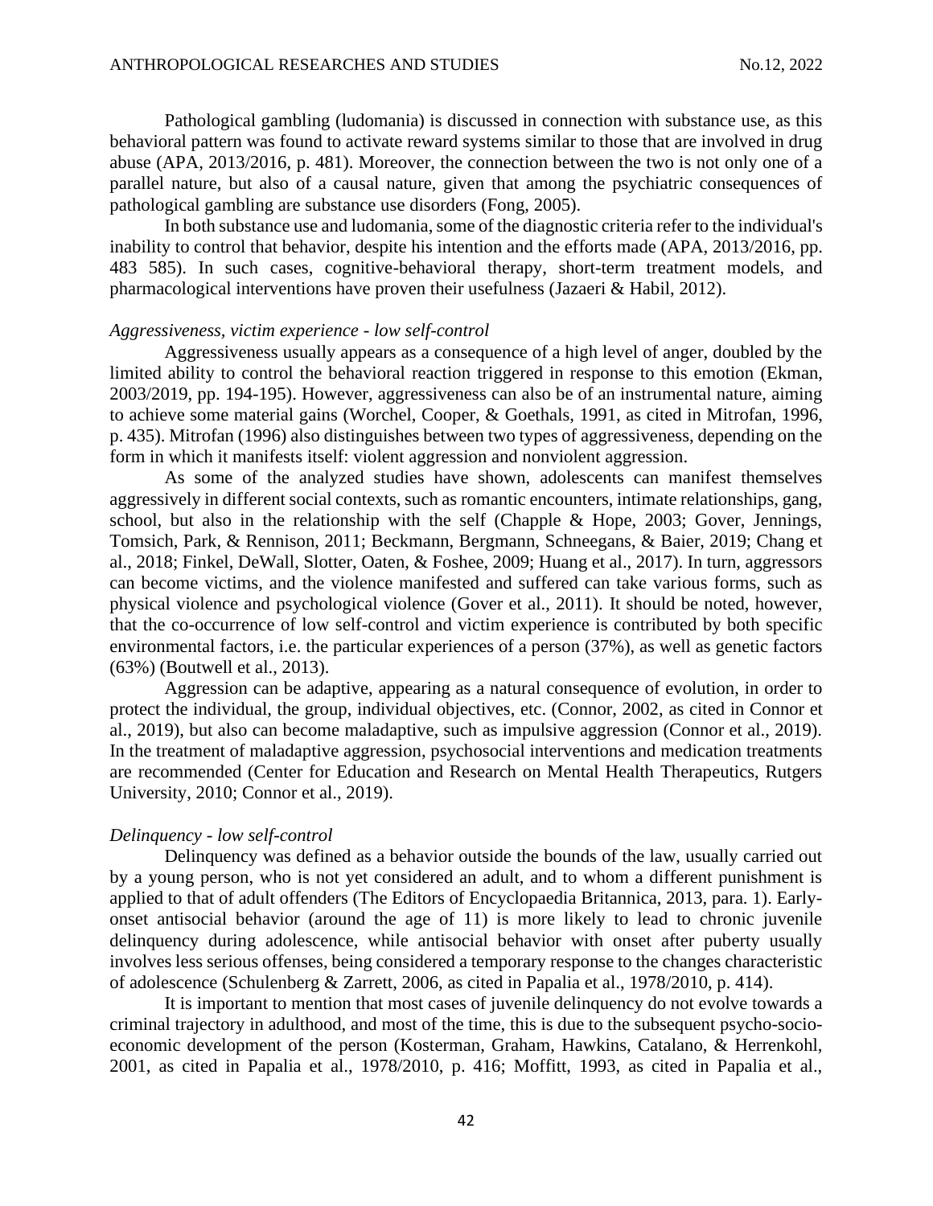Pathological gambling (ludomania) is discussed in connection with substance use, as this behavioral pattern was found to activate reward systems similar to those that are involved in drug abuse (APA, 2013/2016, p. 481). Moreover, the connection between the two is not only one of a parallel nature, but also of a causal nature, given that among the psychiatric consequences of pathological gambling are substance use disorders (Fong, 2005).

In both substance use and ludomania, some of the diagnostic criteria refer to the individual's inability to control that behavior, despite his intention and the efforts made (APA, 2013/2016, pp. 483 585). In such cases, cognitive-behavioral therapy, short-term treatment models, and pharmacological interventions have proven their usefulness (Jazaeri & Habil, 2012).

*Aggressiveness, victim experience - low self-control*

Aggressiveness usually appears as a consequence of a high level of anger, doubled by the limited ability to control the behavioral reaction triggered in response to this emotion (Ekman, 2003/2019, pp. 194-195). However, aggressiveness can also be of an instrumental nature, aiming to achieve some material gains (Worchel, Cooper, & Goethals, 1991, as cited in Mitrofan, 1996, p. 435). Mitrofan (1996) also distinguishes between two types of aggressiveness, depending on the form in which it manifests itself: violent aggression and nonviolent aggression.

As some of the analyzed studies have shown, adolescents can manifest themselves aggressively in different social contexts, such as romantic encounters, intimate relationships, gang, school, but also in the relationship with the self (Chapple & Hope, 2003; Gover, Jennings, Tomsich, Park, & Rennison, 2011; Beckmann, Bergmann, Schneegans, & Baier, 2019; Chang et al., 2018; Finkel, DeWall, Slotter, Oaten, & Foshee, 2009; Huang et al., 2017). In turn, aggressors can become victims, and the violence manifested and suffered can take various forms, such as physical violence and psychological violence (Gover et al., 2011). It should be noted, however, that the co-occurrence of low self-control and victim experience is contributed by both specific environmental factors, i.e. the particular experiences of a person (37%), as well as genetic factors (63%) (Boutwell et al., 2013).

Aggression can be adaptive, appearing as a natural consequence of evolution, in order to protect the individual, the group, individual objectives, etc. (Connor, 2002, as cited in Connor et al., 2019), but also can become maladaptive, such as impulsive aggression (Connor et al., 2019). In the treatment of maladaptive aggression, psychosocial interventions and medication treatments are recommended (Center for Education and Research on Mental Health Therapeutics, Rutgers University, 2010; Connor et al., 2019).

*Delinquency - low self-control*

Delinquency was defined as a behavior outside the bounds of the law, usually carried out by a young person, who is not yet considered an adult, and to whom a different punishment is applied to that of adult offenders (The Editors of Encyclopaedia Britannica, 2013, para. 1). Early-onset antisocial behavior (around the age of 11) is more likely to lead to chronic juvenile delinquency during adolescence, while antisocial behavior with onset after puberty usually involves less serious offenses, being considered a temporary response to the changes characteristic of adolescence (Schulenberg & Zarrett, 2006, as cited in Papalia et al., 1978/2010, p. 414).

It is important to mention that most cases of juvenile delinquency do not evolve towards a criminal trajectory in adulthood, and most of the time, this is due to the subsequent psycho-socio-economic development of the person (Kosterman, Graham, Hawkins, Catalano, & Herrenkohl, 2001, as cited in Papalia et al., 1978/2010, p. 416; Moffitt, 1993, as cited in Papalia et al.,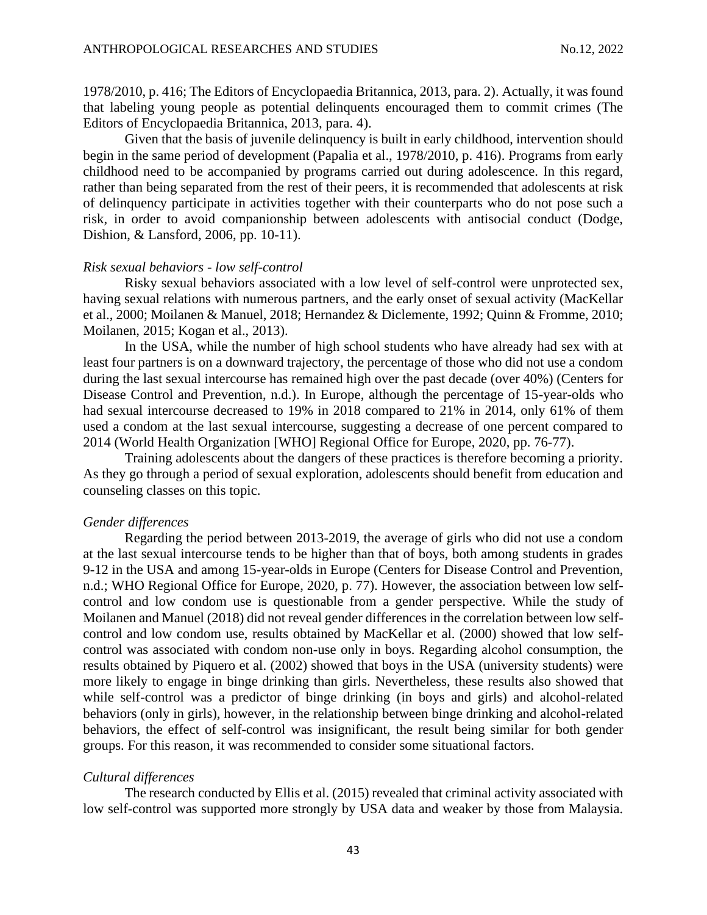1978/2010, p. 416; The Editors of Encyclopaedia Britannica, 2013, para. 2). Actually, it was found that labeling young people as potential delinquents encouraged them to commit crimes (The Editors of Encyclopaedia Britannica, 2013, para. 4).

Given that the basis of juvenile delinquency is built in early childhood, intervention should begin in the same period of development (Papalia et al., 1978/2010, p. 416). Programs from early childhood need to be accompanied by programs carried out during adolescence. In this regard, rather than being separated from the rest of their peers, it is recommended that adolescents at risk of delinquency participate in activities together with their counterparts who do not pose such a risk, in order to avoid companionship between adolescents with antisocial conduct (Dodge, Dishion, & Lansford, 2006, pp. 10-11).

*Risk sexual behaviors - low self-control*

Risky sexual behaviors associated with a low level of self-control were unprotected sex, having sexual relations with numerous partners, and the early onset of sexual activity (MacKellar et al., 2000; Moilanen & Manuel, 2018; Hernandez & Diclemente, 1992; Quinn & Fromme, 2010; Moilanen, 2015; Kogan et al., 2013).

In the USA, while the number of high school students who have already had sex with at least four partners is on a downward trajectory, the percentage of those who did not use a condom during the last sexual intercourse has remained high over the past decade (over 40%) (Centers for Disease Control and Prevention, n.d.). In Europe, although the percentage of 15-year-olds who had sexual intercourse decreased to 19% in 2018 compared to 21% in 2014, only 61% of them used a condom at the last sexual intercourse, suggesting a decrease of one percent compared to 2014 (World Health Organization [WHO] Regional Office for Europe, 2020, pp. 76-77).

Training adolescents about the dangers of these practices is therefore becoming a priority. As they go through a period of sexual exploration, adolescents should benefit from education and counseling classes on this topic.

*Gender differences*

Regarding the period between 2013-2019, the average of girls who did not use a condom at the last sexual intercourse tends to be higher than that of boys, both among students in grades 9-12 in the USA and among 15-year-olds in Europe (Centers for Disease Control and Prevention, n.d.; WHO Regional Office for Europe, 2020, p. 77). However, the association between low self-control and low condom use is questionable from a gender perspective. While the study of Moilanen and Manuel (2018) did not reveal gender differences in the correlation between low self-control and low condom use, results obtained by MacKellar et al. (2000) showed that low self-control was associated with condom non-use only in boys. Regarding alcohol consumption, the results obtained by Piquero et al. (2002) showed that boys in the USA (university students) were more likely to engage in binge drinking than girls. Nevertheless, these results also showed that while self-control was a predictor of binge drinking (in boys and girls) and alcohol-related behaviors (only in girls), however, in the relationship between binge drinking and alcohol-related behaviors, the effect of self-control was insignificant, the result being similar for both gender groups. For this reason, it was recommended to consider some situational factors.

*Cultural differences*

The research conducted by Ellis et al. (2015) revealed that criminal activity associated with low self-control was supported more strongly by USA data and weaker by those from Malaysia.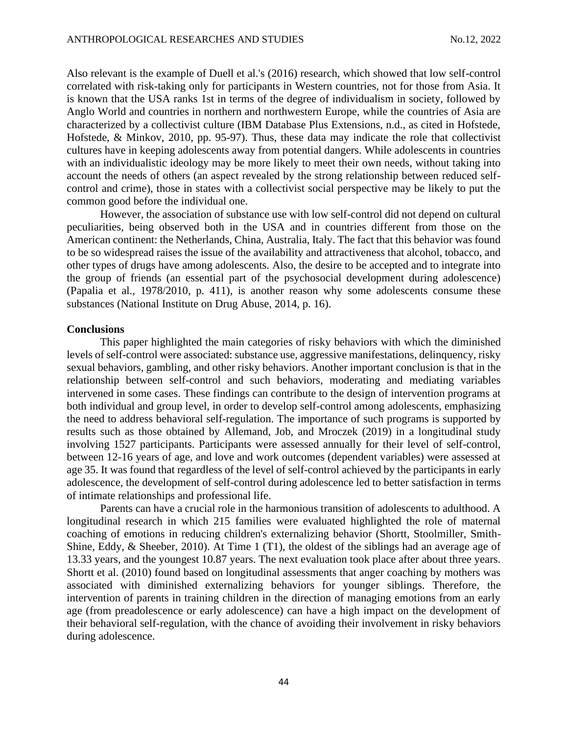Also relevant is the example of Duell et al.'s (2016) research, which showed that low self-control correlated with risk-taking only for participants in Western countries, not for those from Asia. It is known that the USA ranks 1st in terms of the degree of individualism in society, followed by Anglo World and countries in northern and northwestern Europe, while the countries of Asia are characterized by a collectivist culture (IBM Database Plus Extensions, n.d., as cited in Hofstede, Hofstede, & Minkov, 2010, pp. 95-97). Thus, these data may indicate the role that collectivist cultures have in keeping adolescents away from potential dangers. While adolescents in countries with an individualistic ideology may be more likely to meet their own needs, without taking into account the needs of others (an aspect revealed by the strong relationship between reduced self-control and crime), those in states with a collectivist social perspective may be likely to put the common good before the individual one.

However, the association of substance use with low self-control did not depend on cultural peculiarities, being observed both in the USA and in countries different from those on the American continent: the Netherlands, China, Australia, Italy. The fact that this behavior was found to be so widespread raises the issue of the availability and attractiveness that alcohol, tobacco, and other types of drugs have among adolescents. Also, the desire to be accepted and to integrate into the group of friends (an essential part of the psychosocial development during adolescence) (Papalia et al., 1978/2010, p. 411), is another reason why some adolescents consume these substances (National Institute on Drug Abuse, 2014, p. 16).

**Conclusions**

This paper highlighted the main categories of risky behaviors with which the diminished levels of self-control were associated: substance use, aggressive manifestations, delinquency, risky sexual behaviors, gambling, and other risky behaviors. Another important conclusion is that in the relationship between self-control and such behaviors, moderating and mediating variables intervened in some cases. These findings can contribute to the design of intervention programs at both individual and group level, in order to develop self-control among adolescents, emphasizing the need to address behavioral self-regulation. The importance of such programs is supported by results such as those obtained by Allemand, Job, and Mroczek (2019) in a longitudinal study involving 1527 participants. Participants were assessed annually for their level of self-control, between 12-16 years of age, and love and work outcomes (dependent variables) were assessed at age 35. It was found that regardless of the level of self-control achieved by the participants in early adolescence, the development of self-control during adolescence led to better satisfaction in terms of intimate relationships and professional life.

Parents can have a crucial role in the harmonious transition of adolescents to adulthood. A longitudinal research in which 215 families were evaluated highlighted the role of maternal coaching of emotions in reducing children's externalizing behavior (Shortt, Stoolmiller, Smith-Shine, Eddy, & Sheeber, 2010). At Time 1 (T1), the oldest of the siblings had an average age of 13.33 years, and the youngest 10.87 years. The next evaluation took place after about three years. Shortt et al. (2010) found based on longitudinal assessments that anger coaching by mothers was associated with diminished externalizing behaviors for younger siblings. Therefore, the intervention of parents in training children in the direction of managing emotions from an early age (from preadolescence or early adolescence) can have a high impact on the development of their behavioral self-regulation, with the chance of avoiding their involvement in risky behaviors during adolescence.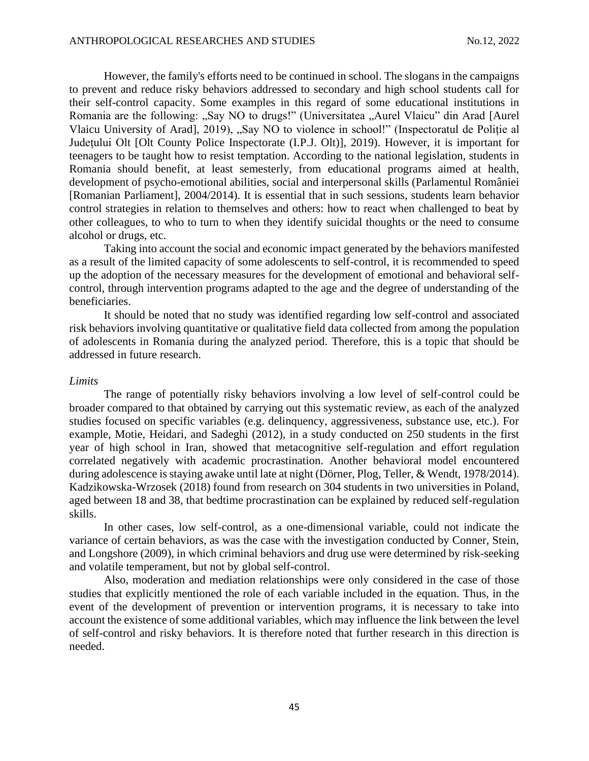However, the family's efforts need to be continued in school. The slogans in the campaigns to prevent and reduce risky behaviors addressed to secondary and high school students call for their self-control capacity. Some examples in this regard of some educational institutions in Romania are the following: „Say NO to drugs!" (Universitatea „Aurel Vlaicu" din Arad [Aurel Vlaicu University of Arad], 2019), „Say NO to violence in school!" (Inspectoratul de Poliție al Județului Olt [Olt County Police Inspectorate (I.P.J. Olt)], 2019). However, it is important for teenagers to be taught how to resist temptation. According to the national legislation, students in Romania should benefit, at least semesterly, from educational programs aimed at health, development of psycho-emotional abilities, social and interpersonal skills (Parlamentul României [Romanian Parliament], 2004/2014). It is essential that in such sessions, students learn behavior control strategies in relation to themselves and others: how to react when challenged to beat by other colleagues, to who to turn to when they identify suicidal thoughts or the need to consume alcohol or drugs, etc.

Taking into account the social and economic impact generated by the behaviors manifested as a result of the limited capacity of some adolescents to self-control, it is recommended to speed up the adoption of the necessary measures for the development of emotional and behavioral self-control, through intervention programs adapted to the age and the degree of understanding of the beneficiaries.

It should be noted that no study was identified regarding low self-control and associated risk behaviors involving quantitative or qualitative field data collected from among the population of adolescents in Romania during the analyzed period. Therefore, this is a topic that should be addressed in future research.

*Limits*

The range of potentially risky behaviors involving a low level of self-control could be broader compared to that obtained by carrying out this systematic review, as each of the analyzed studies focused on specific variables (e.g. delinquency, aggressiveness, substance use, etc.). For example, Motie, Heidari, and Sadeghi (2012), in a study conducted on 250 students in the first year of high school in Iran, showed that metacognitive self-regulation and effort regulation correlated negatively with academic procrastination. Another behavioral model encountered during adolescence is staying awake until late at night (Dörner, Plog, Teller, & Wendt, 1978/2014). Kadzikowska-Wrzosek (2018) found from research on 304 students in two universities in Poland, aged between 18 and 38, that bedtime procrastination can be explained by reduced self-regulation skills.

In other cases, low self-control, as a one-dimensional variable, could not indicate the variance of certain behaviors, as was the case with the investigation conducted by Conner, Stein, and Longshore (2009), in which criminal behaviors and drug use were determined by risk-seeking and volatile temperament, but not by global self-control.

Also, moderation and mediation relationships were only considered in the case of those studies that explicitly mentioned the role of each variable included in the equation. Thus, in the event of the development of prevention or intervention programs, it is necessary to take into account the existence of some additional variables, which may influence the link between the level of self-control and risky behaviors. It is therefore noted that further research in this direction is needed.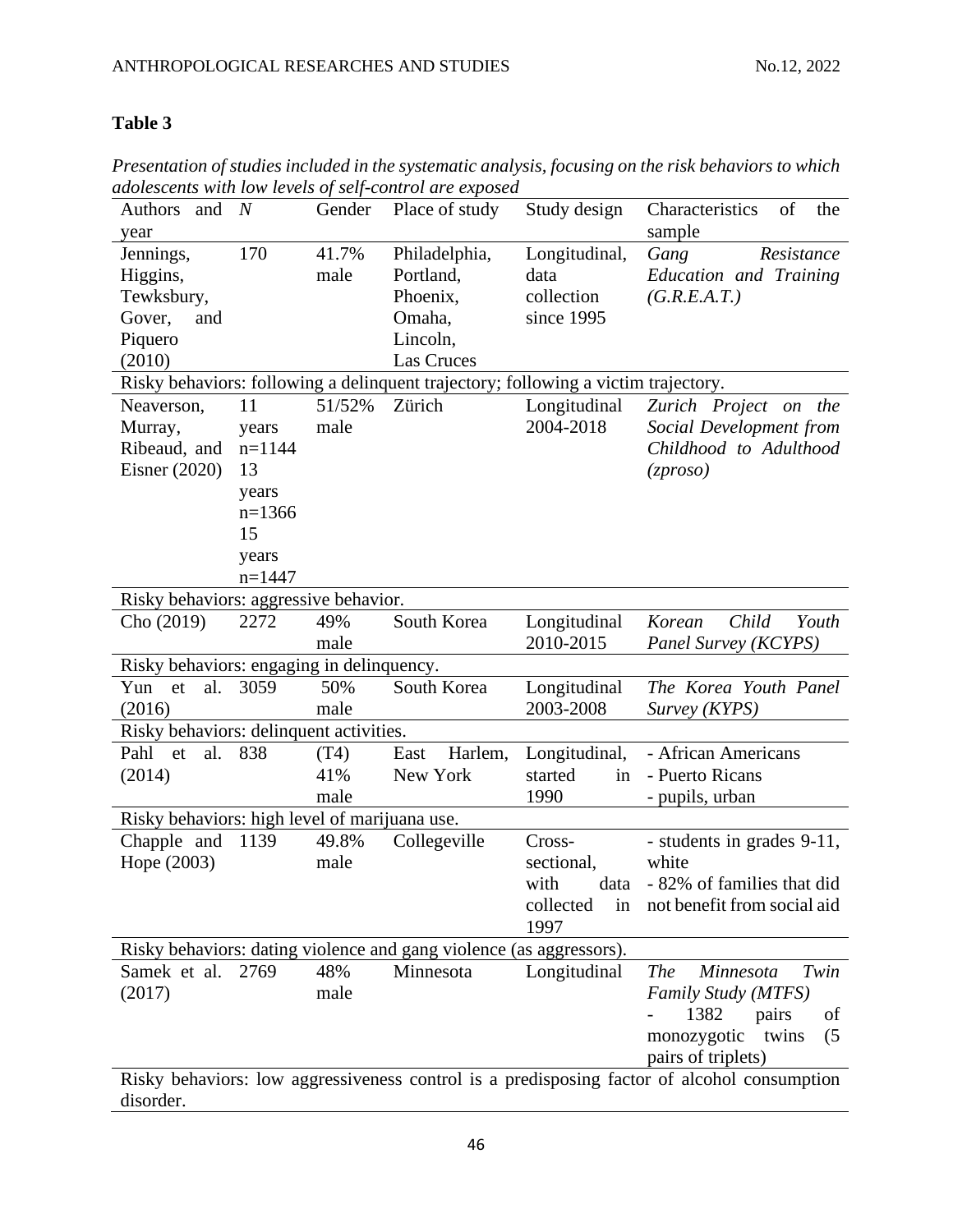**Table 3**

*Presentation of studies included in the systematic analysis, focusing on the risk behaviors to which adolescents with low levels of self-control are exposed*

| Authors and year | *N* | Gender | Place of study | Study design | Characteristics of the sample |
|---|---|---|---|---|---|
| Jennings, Higgins, Tewksbury, Gover, and Piquero (2010) | 170 | 41.7% male | Philadelphia, Portland, Phoenix, Omaha, Lincoln, Las Cruces | Longitudinal, data collection since 1995 | *Gang Resistance Education and Training (G.R.E.A.T.)* |
| Risky behaviors: following a delinquent trajectory; following a victim trajectory. | | | | | |
| Neaverson, Murray, Ribeaud, and Eisner (2020) | 11 years n=1144 13 years n=1366 15 years n=1447 | 51/52% male | Zürich | Longitudinal 2004-2018 | *Zurich Project on the Social Development from Childhood to Adulthood (zproso)* |
| Risky behaviors: aggressive behavior. | | | | | |
| Cho (2019) | 2272 | 49% male | South Korea | Longitudinal 2010-2015 | *Korean Child Youth Panel Survey (KCYPS)* |
| Risky behaviors: engaging in delinquency. | | | | | |
| Yun et al. (2016) | 3059 | 50% male | South Korea | Longitudinal 2003-2008 | *The Korea Youth Panel Survey (KYPS)* |
| Risky behaviors: delinquent activities. | | | | | |
| Pahl et al. (2014) | 838 | (T4) 41% male | East Harlem, New York | Longitudinal, started in 1990 | - African Americans<br>- Puerto Ricans<br>- pupils, urban |
| Risky behaviors: high level of marijuana use. | | | | | |
| Chapple and Hope (2003) | 1139 | 49.8% male | Collegeville | Cross-sectional, with data collected in 1997 | - students in grades 9-11, white<br>- 82% of families that did not benefit from social aid |
| Risky behaviors: dating violence and gang violence (as aggressors). | | | | | |
| Samek et al. (2017) | 2769 | 48% male | Minnesota | Longitudinal | *The Minnesota Twin Family Study (MTFS)*<br>- 1382 pairs of monozygotic twins (5 pairs of triplets) |
| Risky behaviors: low aggressiveness control is a predisposing factor of alcohol consumption disorder. | | | | | |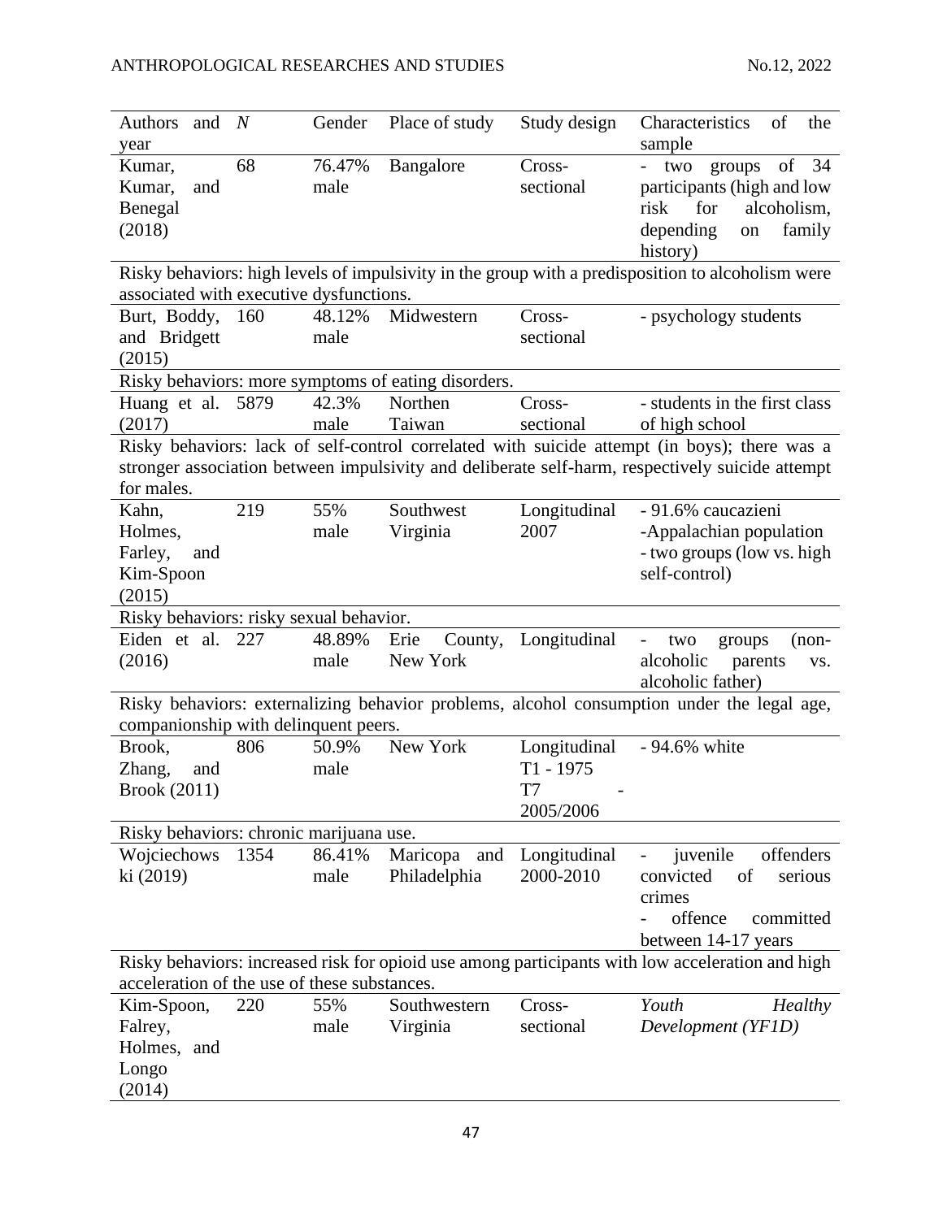| Authors and year | *N* | Gender | Place of study | Study design | Characteristics of the sample |
|---|---|---|---|---|---|
| Kumar, Kumar, and Benegal (2018) | 68 | 76.47% male | Bangalore | Cross-sectional | - two groups of 34 participants (high and low risk for alcoholism, depending on family history) |
| Risky behaviors: high levels of impulsivity in the group with a predisposition to alcoholism were associated with executive dysfunctions. | | | | | |
| Burt, Boddy, and Bridgett (2015) | 160 | 48.12% male | Midwestern | Cross-sectional | - psychology students |
| Risky behaviors: more symptoms of eating disorders. | | | | | |
| Huang et al. (2017) | 5879 | 42.3% male | Northen Taiwan | Cross-sectional | - students in the first class of high school |
| Risky behaviors: lack of self-control correlated with suicide attempt (in boys); there was a stronger association between impulsivity and deliberate self-harm, respectively suicide attempt for males. | | | | | |
| Kahn, Holmes, Farley, and Kim-Spoon (2015) | 219 | 55% male | Southwest Virginia | Longitudinal 2007 | - 91.6% caucazieni<br>-Appalachian population<br>- two groups (low vs. high self-control) |
| Risky behaviors: risky sexual behavior. | | | | | |
| Eiden et al. (2016) | 227 | 48.89% male | Erie County, New York | Longitudinal | - two groups (non-alcoholic parents vs. alcoholic father) |
| Risky behaviors: externalizing behavior problems, alcohol consumption under the legal age, companionship with delinquent peers. | | | | | |
| Brook, Zhang, and Brook (2011) | 806 | 50.9% male | New York | Longitudinal T1 - 1975 T7 - 2005/2006 | - 94.6% white |
| Risky behaviors: chronic marijuana use. | | | | | |
| Wojciechowski (2019) | 1354 | 86.41% male | Maricopa and Philadelphia | Longitudinal 2000-2010 | - juvenile offenders convicted of serious crimes<br>- offence committed between 14-17 years |
| Risky behaviors: increased risk for opioid use among participants with low acceleration and high acceleration of the use of these substances. | | | | | |
| Kim-Spoon, Falrey, Holmes, and Longo (2014) | 220 | 55% male | Southwestern Virginia | Cross-sectional | *Youth Healthy Development (YF1D)* |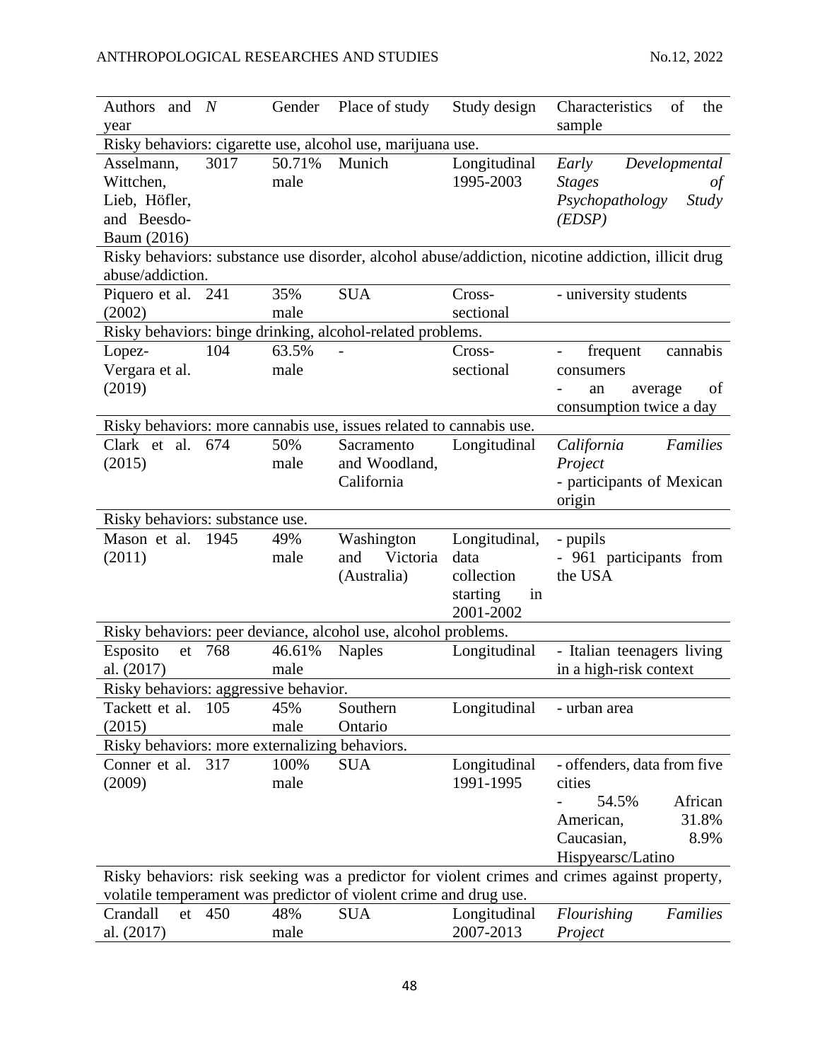| Authors and year | N | Gender | Place of study | Study design | Characteristics of the sample |
|---|---|---|---|---|---|
| Risky behaviors: cigarette use, alcohol use, marijuana use. | | | | | |
| Asselmann, Wittchen, Lieb, Höfler, and Beesdo-Baum (2016) | 3017 | 50.71% male | Munich | Longitudinal 1995-2003 | *Early Developmental Stages of Psychopathology Study (EDSP)* |
| Risky behaviors: substance use disorder, alcohol abuse/addiction, nicotine addiction, illicit drug abuse/addiction. | | | | | |
| Piquero et al. (2002) | 241 | 35% male | SUA | Cross-sectional | - university students |
| Risky behaviors: binge drinking, alcohol-related problems. | | | | | |
| Lopez-Vergara et al. (2019) | 104 | 63.5% male | - | Cross-sectional | - frequent cannabis consumers<br>- an average of consumption twice a day |
| Risky behaviors: more cannabis use, issues related to cannabis use. | | | | | |
| Clark et al. (2015) | 674 | 50% male | Sacramento and Woodland, California | Longitudinal | *California Families Project*<br>- participants of Mexican origin |
| Risky behaviors: substance use. | | | | | |
| Mason et al. (2011) | 1945 | 49% male | Washington and Victoria (Australia) | Longitudinal, data collection starting in 2001-2002 | - pupils<br>- 961 participants from the USA |
| Risky behaviors: peer deviance, alcohol use, alcohol problems. | | | | | |
| Esposito et al. (2017) | 768 | 46.61% male | Naples | Longitudinal | - Italian teenagers living in a high-risk context |
| Risky behaviors: aggressive behavior. | | | | | |
| Tackett et al. (2015) | 105 | 45% male | Southern Ontario | Longitudinal | - urban area |
| Risky behaviors: more externalizing behaviors. | | | | | |
| Conner et al. (2009) | 317 | 100% male | SUA | Longitudinal 1991-1995 | - offenders, data from five cities<br>- 54.5% African American, 31.8% Caucasian, 8.9% Hispyearsc/Latino |
| Risky behaviors: risk seeking was a predictor for violent crimes and crimes against property, volatile temperament was predictor of violent crime and drug use. | | | | | |
| Crandall et al. (2017) | 450 | 48% male | SUA | Longitudinal 2007-2013 | *Flourishing Families Project* |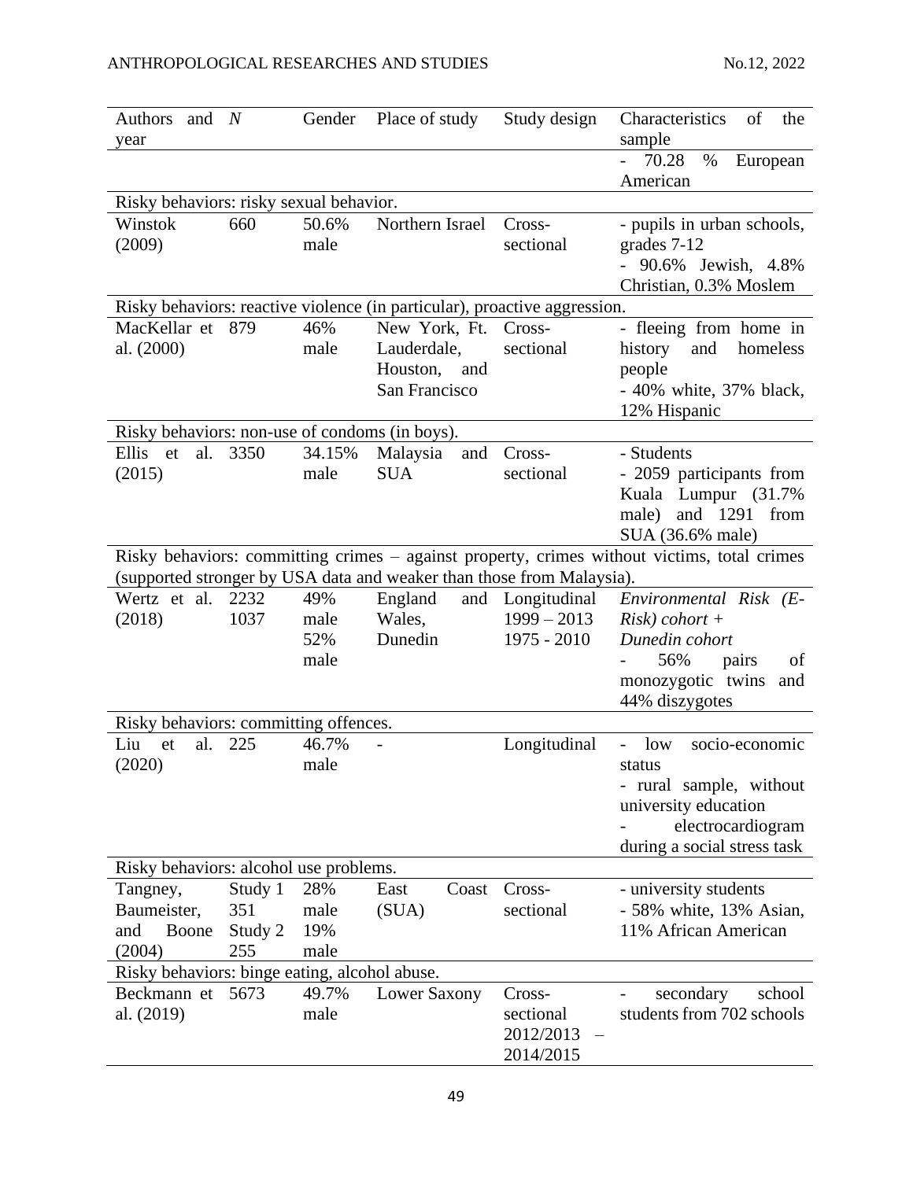| Authors and year | N | Gender | Place of study | Study design | Characteristics of the sample |
| --- | --- | --- | --- | --- | --- |
| | | | | | - 70.28 % European American |
| Risky behaviors: risky sexual behavior. | | | | | |
| Winstok (2009) | 660 | 50.6% male | Northern Israel | Cross-sectional | - pupils in urban schools, grades 7-12<br>- 90.6% Jewish, 4.8% Christian, 0.3% Moslem |
| Risky behaviors: reactive violence (in particular), proactive aggression. | | | | | |
| MacKellar et al. (2000) | 879 | 46% male | New York, Ft. Lauderdale, Houston, and San Francisco | Cross-sectional | - fleeing from home in history and homeless people<br>- 40% white, 37% black, 12% Hispanic |
| Risky behaviors: non-use of condoms (in boys). | | | | | |
| Ellis et al. (2015) | 3350 | 34.15% male | Malaysia and SUA | Cross-sectional | - Students<br>- 2059 participants from Kuala Lumpur (31.7% male) and 1291 from SUA (36.6% male) |
| Risky behaviors: committing crimes – against property, crimes without victims, total crimes (supported stronger by USA data and weaker than those from Malaysia). | | | | | |
| Wertz et al. (2018) | 2232<br>1037 | 49% male<br>52% male | England and Wales, Dunedin | Longitudinal 1999 – 2013<br>1975 - 2010 | *Environmental Risk (E-Risk) cohort + Dunedin cohort*<br>- 56% pairs of monozygotic twins and 44% diszygotes |
| Risky behaviors: committing offences. | | | | | |
| Liu et al. (2020) | 225 | 46.7% male | - | Longitudinal | - low socio-economic status<br>- rural sample, without university education<br>- electrocardiogram during a social stress task |
| Risky behaviors: alcohol use problems. | | | | | |
| Tangney, Baumeister, and Boone (2004) | Study 1 351<br>Study 2 255 | 28% male<br>19% male | East Coast (SUA) | Cross-sectional | - university students<br>- 58% white, 13% Asian, 11% African American |
| Risky behaviors: binge eating, alcohol abuse. | | | | | |
| Beckmann et al. (2019) | 5673 | 49.7% male | Lower Saxony | Cross-sectional 2012/2013 – 2014/2015 | - secondary school students from 702 schools |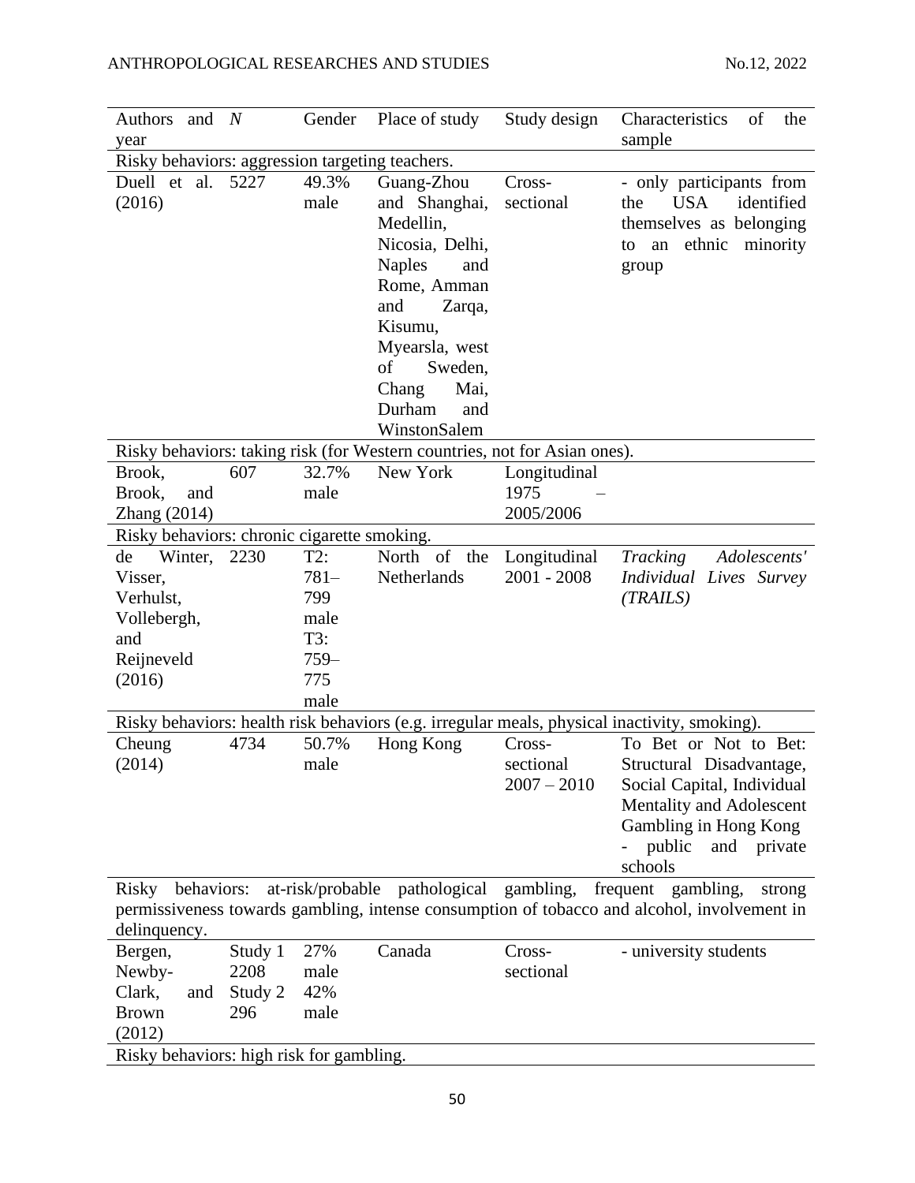| Authors and year | N | Gender | Place of study | Study design | Characteristics of the sample |
|---|---|---|---|---|---|
| Risky behaviors: aggression targeting teachers. | | | | | |
| Duell et al. (2016) | 5227 | 49.3% male | Guang-Zhou and Shanghai, Medellin, Nicosia, Delhi, Naples and Rome, Amman and Zarqa, Kisumu, Myearsla, west of Sweden, Chang Mai, Durham and WinstonSalem | Cross-sectional | - only participants from the USA identified themselves as belonging to an ethnic minority group |
| Risky behaviors: taking risk (for Western countries, not for Asian ones). | | | | | |
| Brook, Brook, and Zhang (2014) | 607 | 32.7% male | New York | Longitudinal 1975 – 2005/2006 | |
| Risky behaviors: chronic cigarette smoking. | | | | | |
| de Winter, Visser, Verhulst, Vollebergh, and Reijneveld (2016) | 2230 | T2: 781–799 male T3: 759–775 male | North of the Netherlands | Longitudinal 2001 - 2008 | *Tracking Adolescents' Individual Lives Survey (TRAILS)* |
| Risky behaviors: health risk behaviors (e.g. irregular meals, physical inactivity, smoking). | | | | | |
| Cheung (2014) | 4734 | 50.7% male | Hong Kong | Cross-sectional 2007 – 2010 | To Bet or Not to Bet: Structural Disadvantage, Social Capital, Individual Mentality and Adolescent Gambling in Hong Kong - public and private schools |
| Risky behaviors: at-risk/probable pathological gambling, frequent gambling, strong permissiveness towards gambling, intense consumption of tobacco and alcohol, involvement in delinquency. | | | | | |
| Bergen, Newby-Clark, and Brown (2012) | Study 1 2208 Study 2 296 | 27% male 42% male | Canada | Cross-sectional | - university students |
| Risky behaviors: high risk for gambling. | | | | | |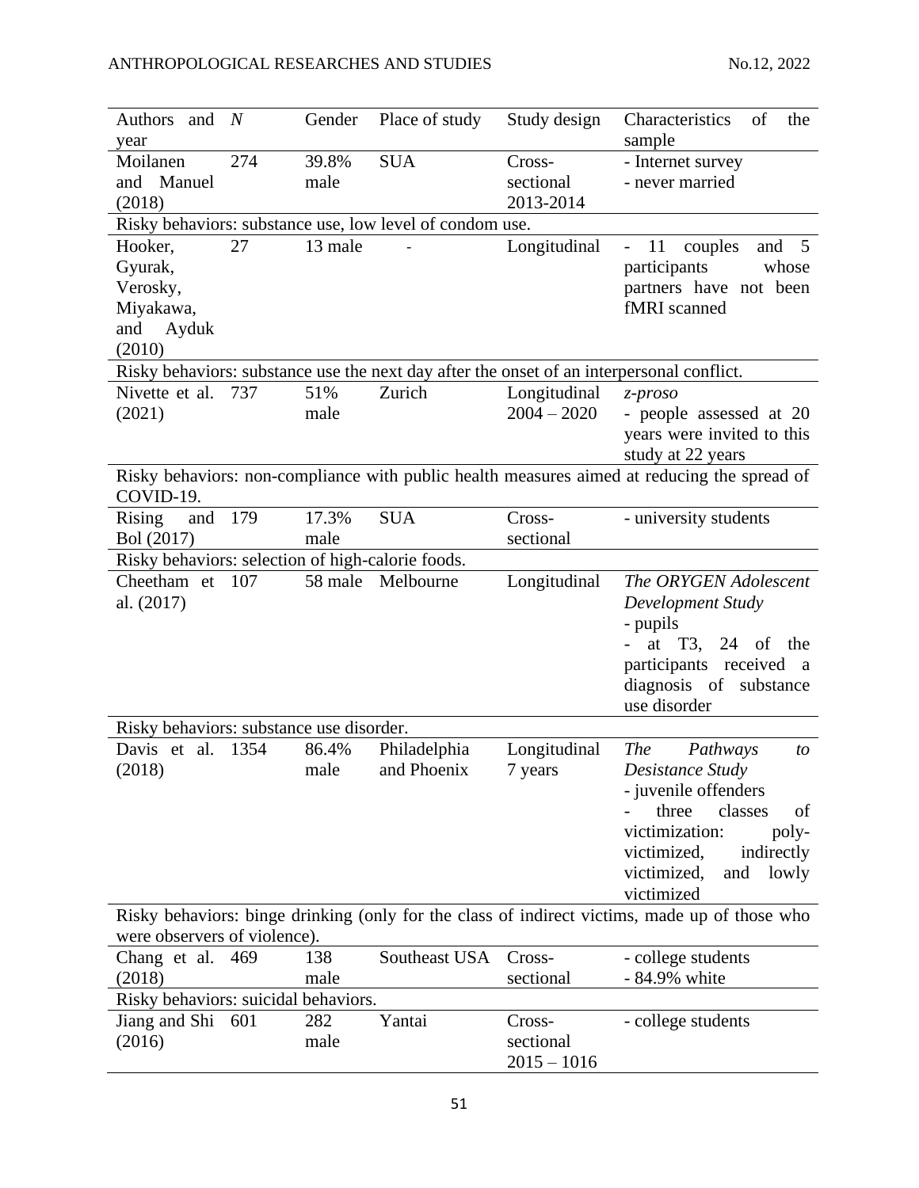| Authors and year | *N* | Gender | Place of study | Study design | Characteristics of the sample |
|---|---|---|---|---|---|
| Moilanen and Manuel (2018) | 274 | 39.8% male | SUA | Cross-sectional 2013-2014 | - Internet survey<br>- never married |
| Risky behaviors: substance use, low level of condom use. | | | | | |
| Hooker, Gyurak, Verosky, Miyakawa, and Ayduk (2010) | 27 | 13 male | - | Longitudinal | - 11 couples and 5 participants whose partners have not been fMRI scanned |
| Risky behaviors: substance use the next day after the onset of an interpersonal conflict. | | | | | |
| Nivette et al. (2021) | 737 | 51% male | Zurich | Longitudinal 2004 – 2020 | *z-proso*<br>- people assessed at 20 years were invited to this study at 22 years |
| Risky behaviors: non-compliance with public health measures aimed at reducing the spread of COVID-19. | | | | | |
| Rising and Bol (2017) | 179 | 17.3% male | SUA | Cross-sectional | - university students |
| Risky behaviors: selection of high-calorie foods. | | | | | |
| Cheetham et al. (2017) | 107 | 58 male | Melbourne | Longitudinal | *The ORYGEN Adolescent Development Study*<br>- pupils<br>- at T3, 24 of the participants received a diagnosis of substance use disorder |
| Risky behaviors: substance use disorder. | | | | | |
| Davis et al. (2018) | 1354 | 86.4% male | Philadelphia and Phoenix | Longitudinal 7 years | *The Pathways to Desistance Study*<br>- juvenile offenders<br>- three classes of victimization: poly-victimized, indirectly victimized, and lowly victimized |
| Risky behaviors: binge drinking (only for the class of indirect victims, made up of those who were observers of violence). | | | | | |
| Chang et al. (2018) | 469 | 138 male | Southeast USA | Cross-sectional | - college students<br>- 84.9% white |
| Risky behaviors: suicidal behaviors. | | | | | |
| Jiang and Shi (2016) | 601 | 282 male | Yantai | Cross-sectional 2015 – 1016 | - college students |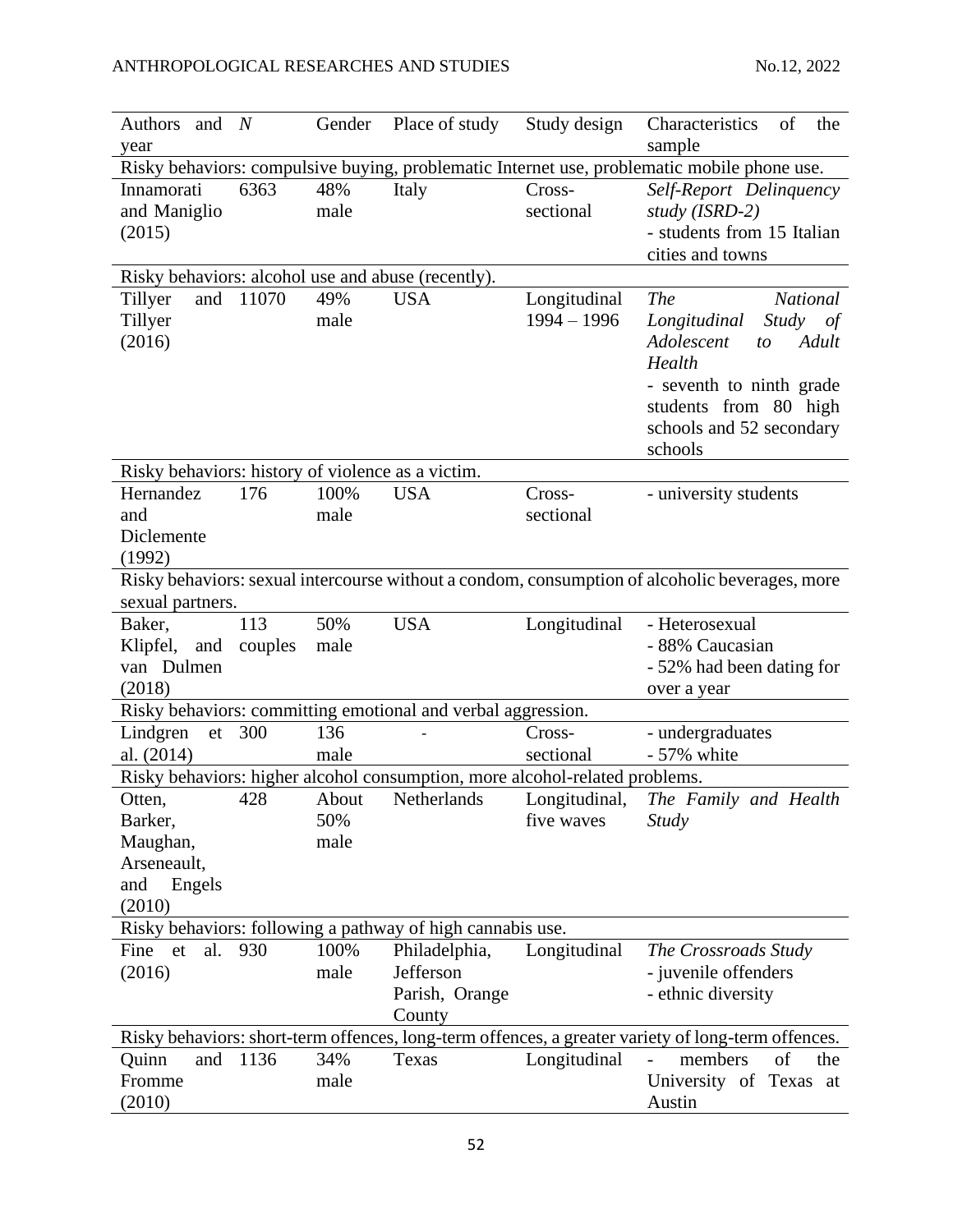| Authors and year | *N* | Gender | Place of study | Study design | Characteristics of the sample |
|---|---|---|---|---|---|
| Risky behaviors: compulsive buying, problematic Internet use, problematic mobile phone use. | | | | | |
| Innamorati and Maniglio (2015) | 6363 | 48% male | Italy | Cross-sectional | *Self-Report Delinquency study (ISRD-2)*<br>- students from 15 Italian cities and towns |
| Risky behaviors: alcohol use and abuse (recently). | | | | | |
| Tillyer and Tillyer (2016) | 11070 | 49% male | USA | Longitudinal 1994 – 1996 | *The National Longitudinal Study of Adolescent to Adult Health*<br>- seventh to ninth grade students from 80 high schools and 52 secondary schools |
| Risky behaviors: history of violence as a victim. | | | | | |
| Hernandez and Diclemente (1992) | 176 | 100% male | USA | Cross-sectional | - university students |
| Risky behaviors: sexual intercourse without a condom, consumption of alcoholic beverages, more sexual partners. | | | | | |
| Baker, Klipfel, and van Dulmen (2018) | 113 couples | 50% male | USA | Longitudinal | - Heterosexual<br>- 88% Caucasian<br>- 52% had been dating for over a year |
| Risky behaviors: committing emotional and verbal aggression. | | | | | |
| Lindgren et al. (2014) | 300 | 136 male | - | Cross-sectional | - undergraduates<br>- 57% white |
| Risky behaviors: higher alcohol consumption, more alcohol-related problems. | | | | | |
| Otten, Barker, Maughan, Arseneault, and Engels (2010) | 428 | About 50% male | Netherlands | Longitudinal, five waves | *The Family and Health Study* |
| Risky behaviors: following a pathway of high cannabis use. | | | | | |
| Fine et al. (2016) | 930 | 100% male | Philadelphia, Jefferson Parish, Orange County | Longitudinal | *The Crossroads Study*<br>- juvenile offenders<br>- ethnic diversity |
| Risky behaviors: short-term offences, long-term offences, a greater variety of long-term offences. | | | | | |
| Quinn and Fromme (2010) | 1136 | 34% male | Texas | Longitudinal | - members of the University of Texas at Austin |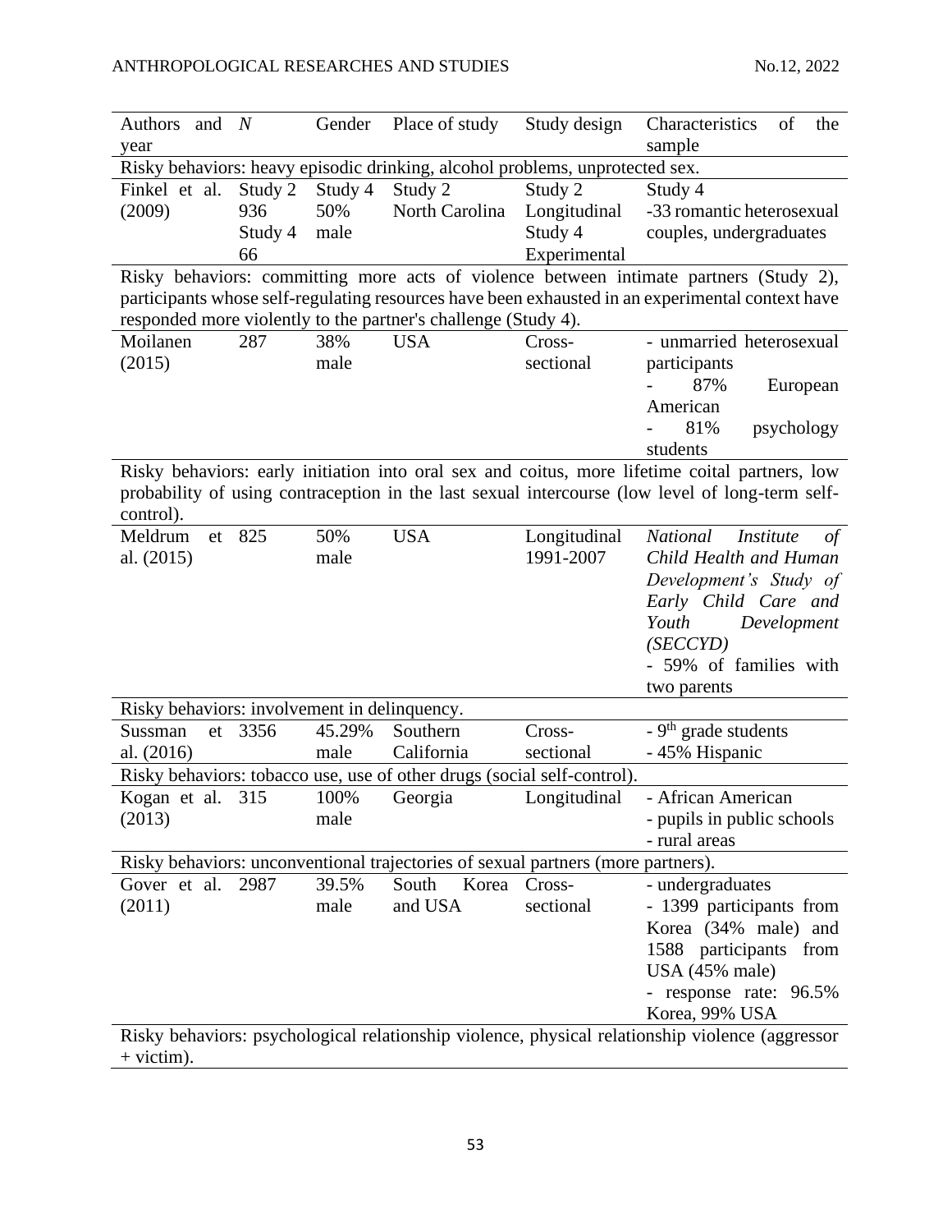| Authors and year | *N* | Gender | Place of study | Study design | Characteristics of the sample |
|---|---|---|---|---|---|
| Risky behaviors: heavy episodic drinking, alcohol problems, unprotected sex. | | | | | |
| Finkel et al. (2009) | Study 2 936 Study 4 66 | Study 4 50% male | Study 2 North Carolina | Study 2 Longitudinal Study 4 Experimental | Study 4 -33 romantic heterosexual couples, undergraduates |
| Risky behaviors: committing more acts of violence between intimate partners (Study 2), participants whose self-regulating resources have been exhausted in an experimental context have responded more violently to the partner's challenge (Study 4). | | | | | |
| Moilanen (2015) | 287 | 38% male | USA | Cross-sectional | - unmarried heterosexual participants<br>- 87% European American<br>- 81% psychology students |
| Risky behaviors: early initiation into oral sex and coitus, more lifetime coital partners, low probability of using contraception in the last sexual intercourse (low level of long-term self-control). | | | | | |
| Meldrum et al. (2015) | 825 | 50% male | USA | Longitudinal 1991-2007 | *National Institute of Child Health and Human Development's Study of Early Child Care and Youth Development (SECCYD)*<br>- 59% of families with two parents |
| Risky behaviors: involvement in delinquency. | | | | | |
| Sussman et al. (2016) | 3356 | 45.29% male | Southern California | Cross-sectional | - 9th grade students<br>- 45% Hispanic |
| Risky behaviors: tobacco use, use of other drugs (social self-control). | | | | | |
| Kogan et al. (2013) | 315 | 100% male | Georgia | Longitudinal | - African American<br>- pupils in public schools<br>- rural areas |
| Risky behaviors: unconventional trajectories of sexual partners (more partners). | | | | | |
| Gover et al. (2011) | 2987 | 39.5% male | South Korea and USA | Cross-sectional | - undergraduates<br>- 1399 participants from Korea (34% male) and 1588 participants from USA (45% male)<br>- response rate: 96.5% Korea, 99% USA |
| Risky behaviors: psychological relationship violence, physical relationship violence (aggressor + victim). | | | | | |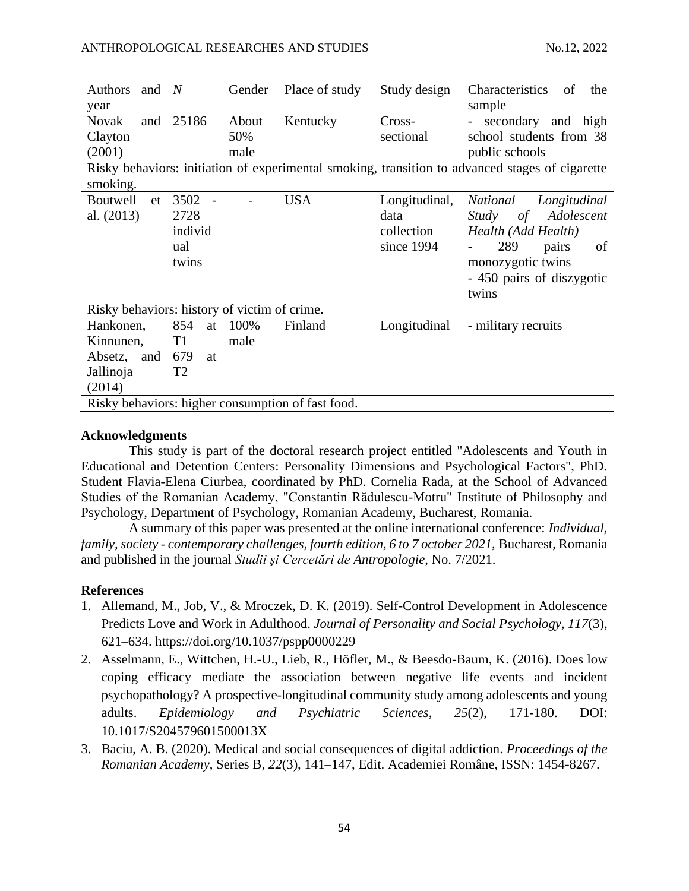| Authors and year | N | Gender | Place of study | Study design | Characteristics of the sample |
|---|---|---|---|---|---|
| Novak and Clayton (2001) | 25186 | About 50% male | Kentucky | Cross-sectional | - secondary and high school students from 38 public schools |
| Risky behaviors: initiation of experimental smoking, transition to advanced stages of cigarette smoking. | | | | | |
| Boutwell et al. (2013) | 3502 - 2728 individual twins | - | USA | Longitudinal, data collection since 1994 | *National Longitudinal Study of Adolescent Health (Add Health)* - 289 pairs of monozygotic twins - 450 pairs of diszygotic twins |
| Risky behaviors: history of victim of crime. | | | | | |
| Hankonen, Kinnunen, Absetz, and Jallinoja (2014) | 854 at T1 679 at T2 | 100% male | Finland | Longitudinal | - military recruits |
| Risky behaviors: higher consumption of fast food. | | | | | |

**Acknowledgments**

This study is part of the doctoral research project entitled "Adolescents and Youth in Educational and Detention Centers: Personality Dimensions and Psychological Factors", PhD. Student Flavia-Elena Ciurbea, coordinated by PhD. Cornelia Rada, at the School of Advanced Studies of the Romanian Academy, "Constantin Rădulescu-Motru" Institute of Philosophy and Psychology, Department of Psychology, Romanian Academy, Bucharest, Romania.

A summary of this paper was presented at the online international conference: *Individual, family, society - contemporary challenges, fourth edition, 6 to 7 october 2021*, Bucharest, Romania and published in the journal *Studii şi Cercetări de Antropologie*, No. 7/2021.

**References**

1. Allemand, M., Job, V., & Mroczek, D. K. (2019). Self-Control Development in Adolescence Predicts Love and Work in Adulthood. *Journal of Personality and Social Psychology, 117*(3), 621–634. https://doi.org/10.1037/pspp0000229
2. Asselmann, E., Wittchen, H.-U., Lieb, R., Höfler, M., & Beesdo-Baum, K. (2016). Does low coping efficacy mediate the association between negative life events and incident psychopathology? A prospective-longitudinal community study among adolescents and young adults. *Epidemiology and Psychiatric Sciences*, *25*(2), 171-180. DOI: 10.1017/S204579601500013X
3. Baciu, A. B. (2020). Medical and social consequences of digital addiction. *Proceedings of the Romanian Academy*, Series B, *22*(3), 141–147, Edit. Academiei Române, ISSN: 1454-8267.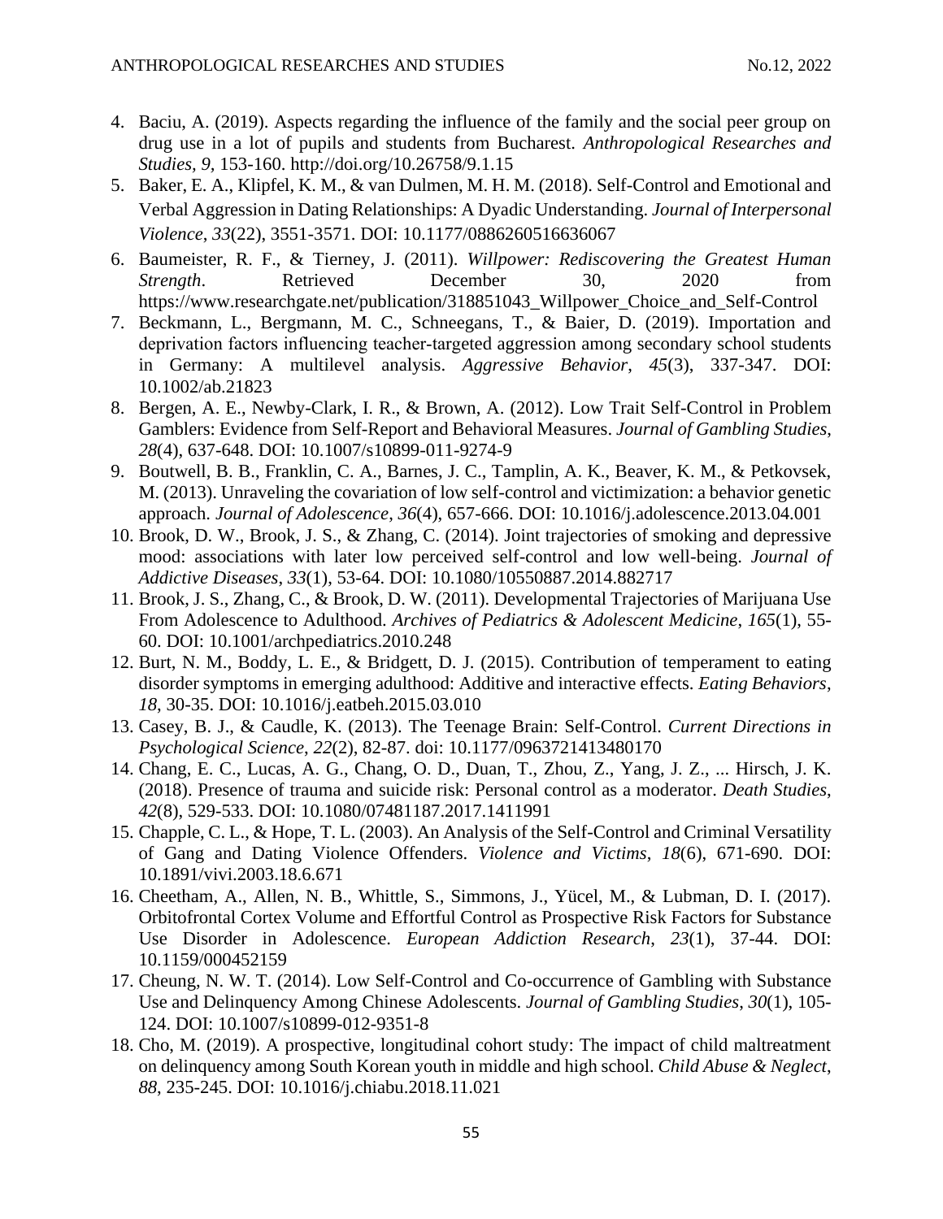4. Baciu, A. (2019). Aspects regarding the influence of the family and the social peer group on drug use in a lot of pupils and students from Bucharest. *Anthropological Researches and Studies, 9*, 153-160. http://doi.org/10.26758/9.1.15
5. Baker, E. A., Klipfel, K. M., & van Dulmen, M. H. M. (2018). Self-Control and Emotional and Verbal Aggression in Dating Relationships: A Dyadic Understanding. *Journal of Interpersonal Violence*, *33*(22), 3551-3571. DOI: 10.1177/0886260516636067
6. Baumeister, R. F., & Tierney, J. (2011). *Willpower: Rediscovering the Greatest Human Strength*. Retrieved December 30, 2020 from https://www.researchgate.net/publication/318851043_Willpower_Choice_and_Self-Control
7. Beckmann, L., Bergmann, M. C., Schneegans, T., & Baier, D. (2019). Importation and deprivation factors influencing teacher-targeted aggression among secondary school students in Germany: A multilevel analysis. *Aggressive Behavior*, *45*(3), 337-347. DOI: 10.1002/ab.21823
8. Bergen, A. E., Newby-Clark, I. R., & Brown, A. (2012). Low Trait Self-Control in Problem Gamblers: Evidence from Self-Report and Behavioral Measures. *Journal of Gambling Studies*, *28*(4), 637-648. DOI: 10.1007/s10899-011-9274-9
9. Boutwell, B. B., Franklin, C. A., Barnes, J. C., Tamplin, A. K., Beaver, K. M., & Petkovsek, M. (2013). Unraveling the covariation of low self-control and victimization: a behavior genetic approach. *Journal of Adolescence*, *36*(4), 657-666. DOI: 10.1016/j.adolescence.2013.04.001
10. Brook, D. W., Brook, J. S., & Zhang, C. (2014). Joint trajectories of smoking and depressive mood: associations with later low perceived self-control and low well-being. *Journal of Addictive Diseases*, *33*(1), 53-64. DOI: 10.1080/10550887.2014.882717
11. Brook, J. S., Zhang, C., & Brook, D. W. (2011). Developmental Trajectories of Marijuana Use From Adolescence to Adulthood. *Archives of Pediatrics & Adolescent Medicine*, *165*(1), 55-60. DOI: 10.1001/archpediatrics.2010.248
12. Burt, N. M., Boddy, L. E., & Bridgett, D. J. (2015). Contribution of temperament to eating disorder symptoms in emerging adulthood: Additive and interactive effects. *Eating Behaviors*, *18*, 30-35. DOI: 10.1016/j.eatbeh.2015.03.010
13. Casey, B. J., & Caudle, K. (2013). The Teenage Brain: Self-Control. *Current Directions in Psychological Science*, *22*(2), 82-87. doi: 10.1177/0963721413480170
14. Chang, E. C., Lucas, A. G., Chang, O. D., Duan, T., Zhou, Z., Yang, J. Z., ... Hirsch, J. K. (2018). Presence of trauma and suicide risk: Personal control as a moderator. *Death Studies*, *42*(8), 529-533. DOI: 10.1080/07481187.2017.1411991
15. Chapple, C. L., & Hope, T. L. (2003). An Analysis of the Self-Control and Criminal Versatility of Gang and Dating Violence Offenders. *Violence and Victims*, *18*(6), 671-690. DOI: 10.1891/vivi.2003.18.6.671
16. Cheetham, A., Allen, N. B., Whittle, S., Simmons, J., Yücel, M., & Lubman, D. I. (2017). Orbitofrontal Cortex Volume and Effortful Control as Prospective Risk Factors for Substance Use Disorder in Adolescence. *European Addiction Research*, *23*(1), 37-44. DOI: 10.1159/000452159
17. Cheung, N. W. T. (2014). Low Self-Control and Co-occurrence of Gambling with Substance Use and Delinquency Among Chinese Adolescents. *Journal of Gambling Studies*, *30*(1), 105-124. DOI: 10.1007/s10899-012-9351-8
18. Cho, M. (2019). A prospective, longitudinal cohort study: The impact of child maltreatment on delinquency among South Korean youth in middle and high school. *Child Abuse & Neglect*, *88*, 235-245. DOI: 10.1016/j.chiabu.2018.11.021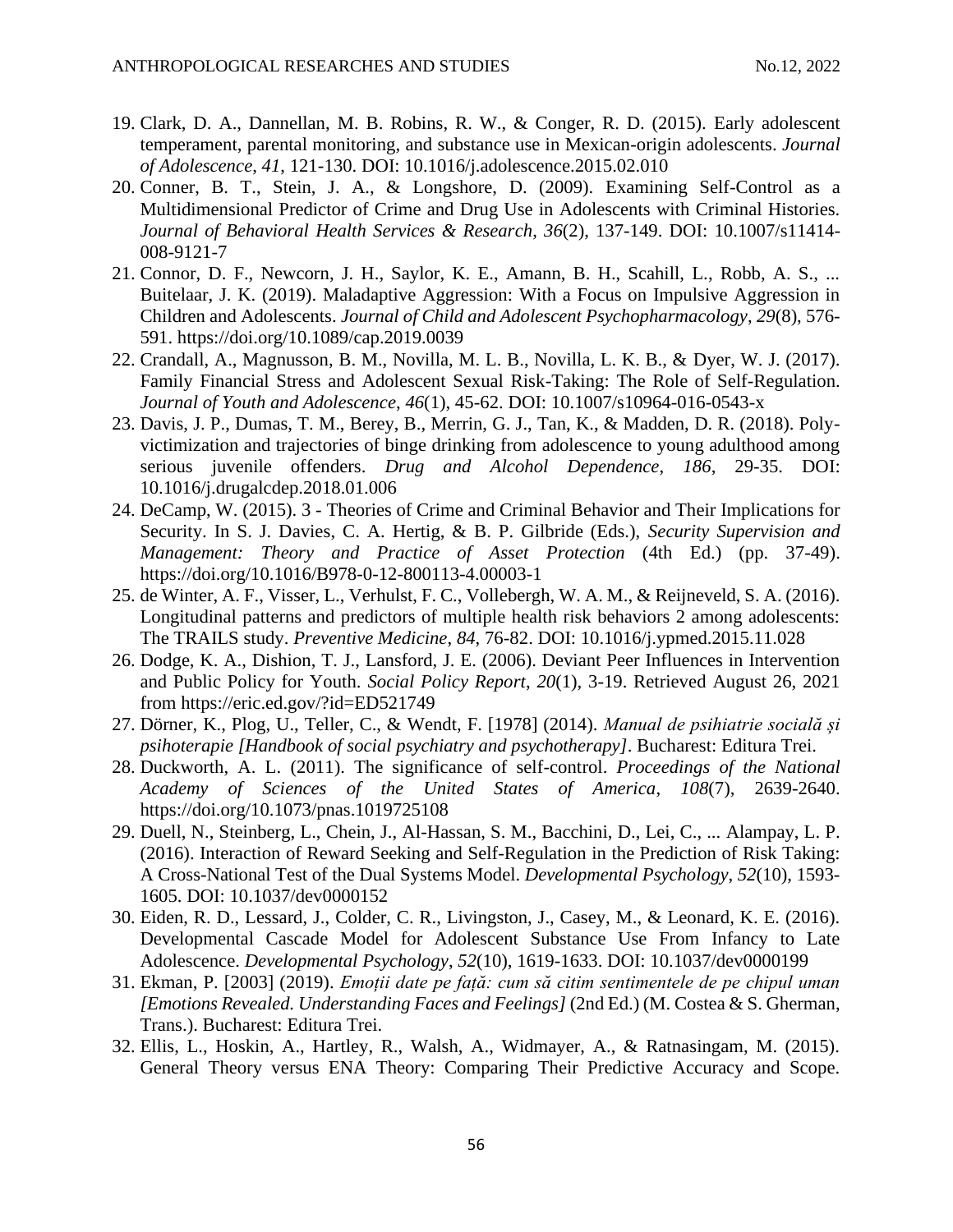19. Clark, D. A., Dannellan, M. B. Robins, R. W., & Conger, R. D. (2015). Early adolescent temperament, parental monitoring, and substance use in Mexican-origin adolescents. *Journal of Adolescence*, *41*, 121-130. DOI: 10.1016/j.adolescence.2015.02.010
20. Conner, B. T., Stein, J. A., & Longshore, D. (2009). Examining Self-Control as a Multidimensional Predictor of Crime and Drug Use in Adolescents with Criminal Histories. *Journal of Behavioral Health Services & Research*, *36*(2), 137-149. DOI: 10.1007/s11414-008-9121-7
21. Connor, D. F., Newcorn, J. H., Saylor, K. E., Amann, B. H., Scahill, L., Robb, A. S., ... Buitelaar, J. K. (2019). Maladaptive Aggression: With a Focus on Impulsive Aggression in Children and Adolescents. *Journal of Child and Adolescent Psychopharmacology*, *29*(8), 576-591. https://doi.org/10.1089/cap.2019.0039
22. Crandall, A., Magnusson, B. M., Novilla, M. L. B., Novilla, L. K. B., & Dyer, W. J. (2017). Family Financial Stress and Adolescent Sexual Risk-Taking: The Role of Self-Regulation. *Journal of Youth and Adolescence*, *46*(1), 45-62. DOI: 10.1007/s10964-016-0543-x
23. Davis, J. P., Dumas, T. M., Berey, B., Merrin, G. J., Tan, K., & Madden, D. R. (2018). Poly-victimization and trajectories of binge drinking from adolescence to young adulthood among serious juvenile offenders. *Drug and Alcohol Dependence*, *186*, 29-35. DOI: 10.1016/j.drugalcdep.2018.01.006
24. DeCamp, W. (2015). 3 - Theories of Crime and Criminal Behavior and Their Implications for Security. In S. J. Davies, C. A. Hertig, & B. P. Gilbride (Eds.), *Security Supervision and Management: Theory and Practice of Asset Protection* (4th Ed.) (pp. 37-49). https://doi.org/10.1016/B978-0-12-800113-4.00003-1
25. de Winter, A. F., Visser, L., Verhulst, F. C., Vollebergh, W. A. M., & Reijneveld, S. A. (2016). Longitudinal patterns and predictors of multiple health risk behaviors 2 among adolescents: The TRAILS study. *Preventive Medicine*, *84*, 76-82. DOI: 10.1016/j.ypmed.2015.11.028
26. Dodge, K. A., Dishion, T. J., Lansford, J. E. (2006). Deviant Peer Influences in Intervention and Public Policy for Youth. *Social Policy Report*, *20*(1), 3-19. Retrieved August 26, 2021 from https://eric.ed.gov/?id=ED521749
27. Dörner, K., Plog, U., Teller, C., & Wendt, F. [1978] (2014). *Manual de psihiatrie socială și psihoterapie [Handbook of social psychiatry and psychotherapy]*. Bucharest: Editura Trei.
28. Duckworth, A. L. (2011). The significance of self-control. *Proceedings of the National Academy of Sciences of the United States of America*, *108*(7), 2639-2640. https://doi.org/10.1073/pnas.1019725108
29. Duell, N., Steinberg, L., Chein, J., Al-Hassan, S. M., Bacchini, D., Lei, C., ... Alampay, L. P. (2016). Interaction of Reward Seeking and Self-Regulation in the Prediction of Risk Taking: A Cross-National Test of the Dual Systems Model. *Developmental Psychology*, *52*(10), 1593-1605. DOI: 10.1037/dev0000152
30. Eiden, R. D., Lessard, J., Colder, C. R., Livingston, J., Casey, M., & Leonard, K. E. (2016). Developmental Cascade Model for Adolescent Substance Use From Infancy to Late Adolescence. *Developmental Psychology*, *52*(10), 1619-1633. DOI: 10.1037/dev0000199
31. Ekman, P. [2003] (2019). *Emoții date pe față: cum să citim sentimentele de pe chipul uman [Emotions Revealed. Understanding Faces and Feelings]* (2nd Ed.) (M. Costea & S. Gherman, Trans.). Bucharest: Editura Trei.
32. Ellis, L., Hoskin, A., Hartley, R., Walsh, A., Widmayer, A., & Ratnasingam, M. (2015). General Theory versus ENA Theory: Comparing Their Predictive Accuracy and Scope.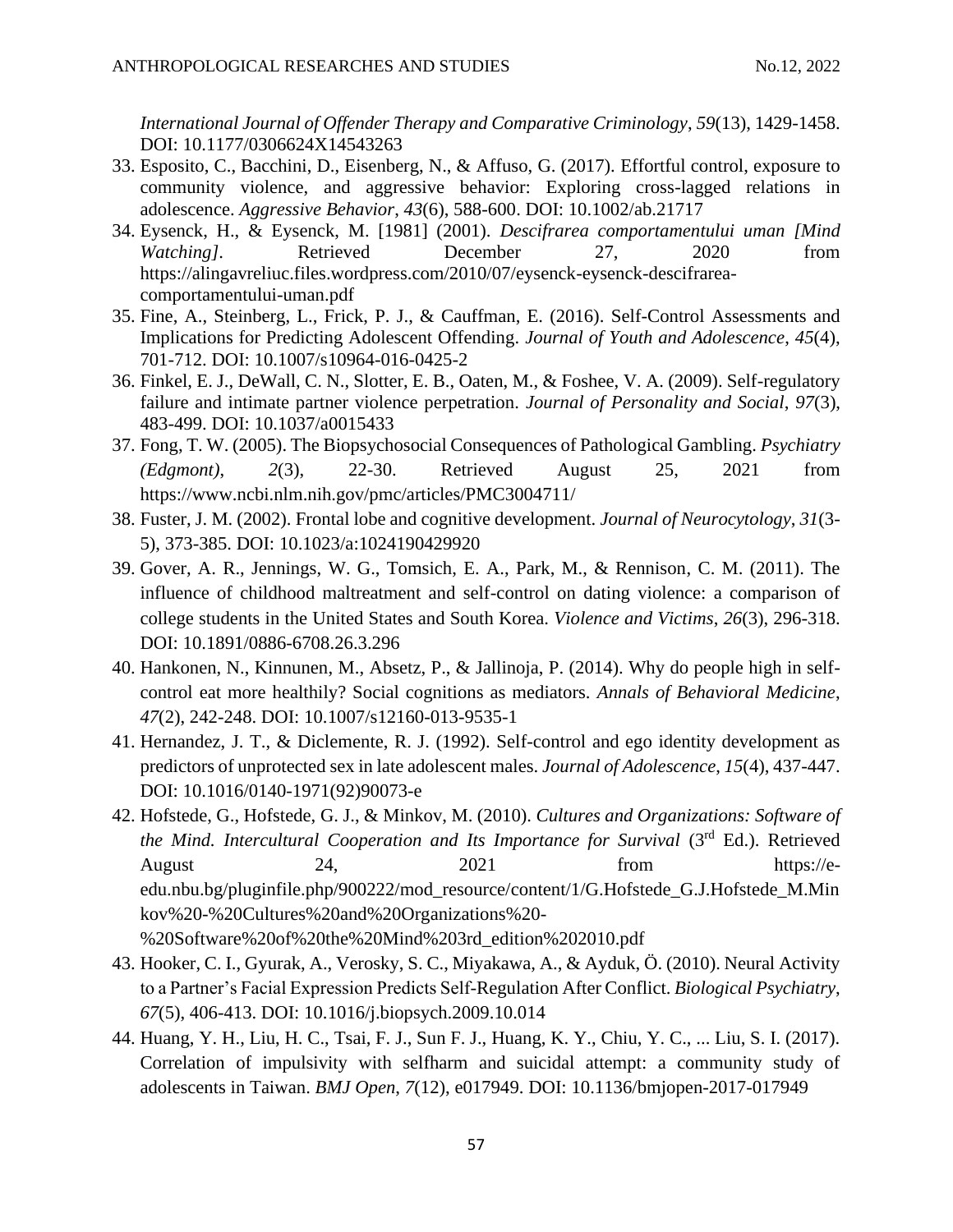*International Journal of Offender Therapy and Comparative Criminology*, *59*(13), 1429-1458. DOI: 10.1177/0306624X14543263

33. Esposito, C., Bacchini, D., Eisenberg, N., & Affuso, G. (2017). Effortful control, exposure to community violence, and aggressive behavior: Exploring cross-lagged relations in adolescence. *Aggressive Behavior*, *43*(6), 588-600. DOI: 10.1002/ab.21717
34. Eysenck, H., & Eysenck, M. [1981] (2001). *Descifrarea comportamentului uman [Mind Watching]*. Retrieved December 27, 2020 from https://alingavreliuc.files.wordpress.com/2010/07/eysenck-eysenck-descifrarea-comportamentului-uman.pdf
35. Fine, A., Steinberg, L., Frick, P. J., & Cauffman, E. (2016). Self-Control Assessments and Implications for Predicting Adolescent Offending. *Journal of Youth and Adolescence*, *45*(4), 701-712. DOI: 10.1007/s10964-016-0425-2
36. Finkel, E. J., DeWall, C. N., Slotter, E. B., Oaten, M., & Foshee, V. A. (2009). Self-regulatory failure and intimate partner violence perpetration. *Journal of Personality and Social*, *97*(3), 483-499. DOI: 10.1037/a0015433
37. Fong, T. W. (2005). The Biopsychosocial Consequences of Pathological Gambling. *Psychiatry (Edgmont)*, *2*(3), 22-30. Retrieved August 25, 2021 from https://www.ncbi.nlm.nih.gov/pmc/articles/PMC3004711/
38. Fuster, J. M. (2002). Frontal lobe and cognitive development. *Journal of Neurocytology*, *31*(3-5), 373-385. DOI: 10.1023/a:1024190429920
39. Gover, A. R., Jennings, W. G., Tomsich, E. A., Park, M., & Rennison, C. M. (2011). The influence of childhood maltreatment and self-control on dating violence: a comparison of college students in the United States and South Korea. *Violence and Victims*, *26*(3), 296-318. DOI: 10.1891/0886-6708.26.3.296
40. Hankonen, N., Kinnunen, M., Absetz, P., & Jallinoja, P. (2014). Why do people high in self-control eat more healthily? Social cognitions as mediators. *Annals of Behavioral Medicine*, *47*(2), 242-248. DOI: 10.1007/s12160-013-9535-1
41. Hernandez, J. T., & Diclemente, R. J. (1992). Self-control and ego identity development as predictors of unprotected sex in late adolescent males. *Journal of Adolescence*, *15*(4), 437-447. DOI: 10.1016/0140-1971(92)90073-e
42. Hofstede, G., Hofstede, G. J., & Minkov, M. (2010). *Cultures and Organizations: Software of the Mind. Intercultural Cooperation and Its Importance for Survival* (3rd Ed.). Retrieved August 24, 2021 from https://e-edu.nbu.bg/pluginfile.php/900222/mod_resource/content/1/G.Hofstede_G.J.Hofstede_M.Minkov%20-%20Cultures%20and%20Organizations%20-%20Software%20of%20the%20Mind%203rd_edition%202010.pdf
43. Hooker, C. I., Gyurak, A., Verosky, S. C., Miyakawa, A., & Ayduk, Ö. (2010). Neural Activity to a Partner's Facial Expression Predicts Self-Regulation After Conflict. *Biological Psychiatry*, *67*(5), 406-413. DOI: 10.1016/j.biopsych.2009.10.014
44. Huang, Y. H., Liu, H. C., Tsai, F. J., Sun F. J., Huang, K. Y., Chiu, Y. C., ... Liu, S. I. (2017). Correlation of impulsivity with selfharm and suicidal attempt: a community study of adolescents in Taiwan. *BMJ Open*, *7*(12), e017949. DOI: 10.1136/bmjopen-2017-017949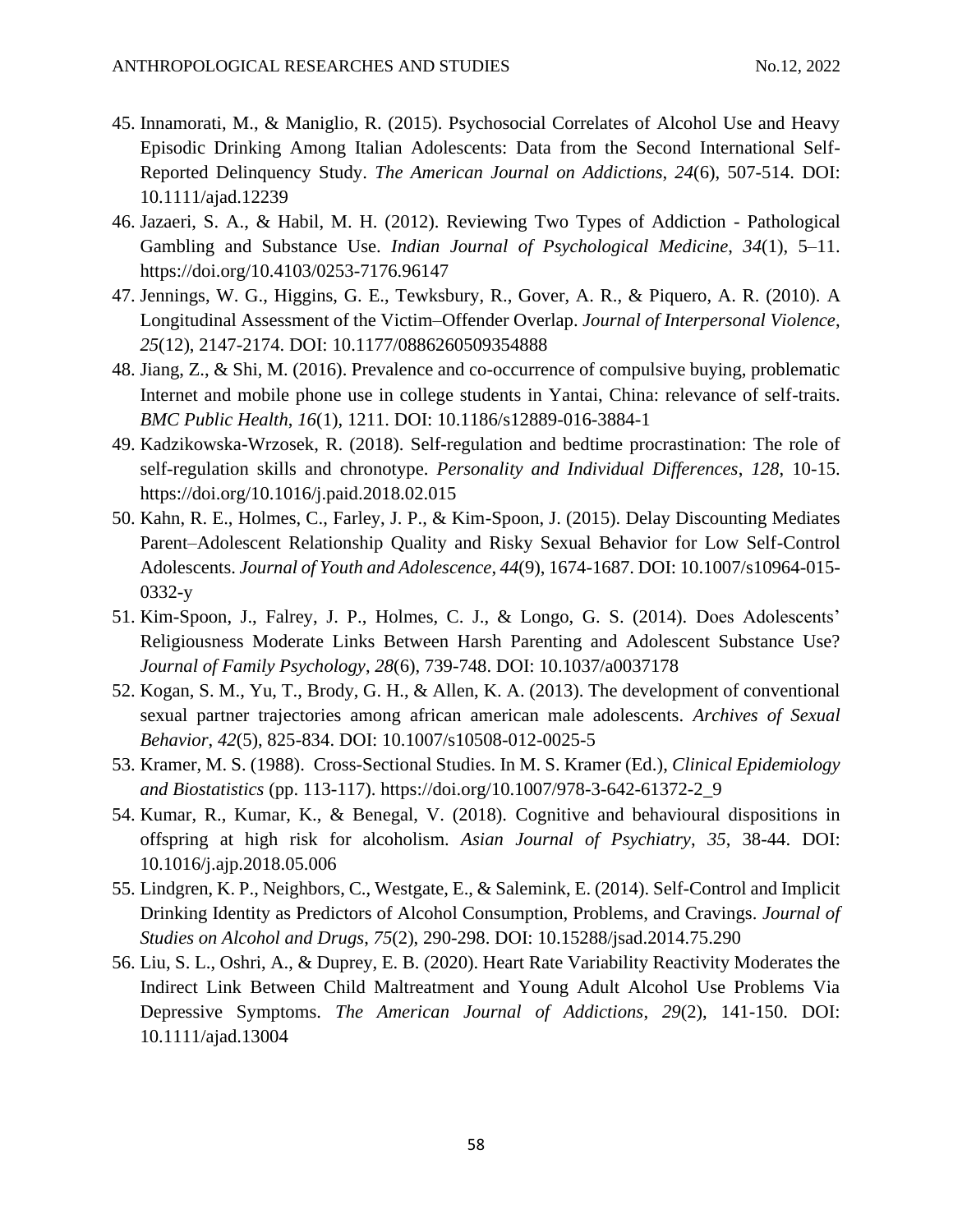45. Innamorati, M., & Maniglio, R. (2015). Psychosocial Correlates of Alcohol Use and Heavy Episodic Drinking Among Italian Adolescents: Data from the Second International Self-Reported Delinquency Study. *The American Journal on Addictions*, *24*(6), 507-514. DOI: 10.1111/ajad.12239
46. Jazaeri, S. A., & Habil, M. H. (2012). Reviewing Two Types of Addiction - Pathological Gambling and Substance Use. *Indian Journal of Psychological Medicine*, *34*(1), 5–11. https://doi.org/10.4103/0253-7176.96147
47. Jennings, W. G., Higgins, G. E., Tewksbury, R., Gover, A. R., & Piquero, A. R. (2010). A Longitudinal Assessment of the Victim–Offender Overlap. *Journal of Interpersonal Violence*, *25*(12), 2147-2174. DOI: 10.1177/0886260509354888
48. Jiang, Z., & Shi, M. (2016). Prevalence and co-occurrence of compulsive buying, problematic Internet and mobile phone use in college students in Yantai, China: relevance of self-traits. *BMC Public Health*, *16*(1), 1211. DOI: 10.1186/s12889-016-3884-1
49. Kadzikowska-Wrzosek, R. (2018). Self-regulation and bedtime procrastination: The role of self-regulation skills and chronotype. *Personality and Individual Differences*, *128*, 10-15. https://doi.org/10.1016/j.paid.2018.02.015
50. Kahn, R. E., Holmes, C., Farley, J. P., & Kim-Spoon, J. (2015). Delay Discounting Mediates Parent–Adolescent Relationship Quality and Risky Sexual Behavior for Low Self-Control Adolescents. *Journal of Youth and Adolescence*, *44*(9), 1674-1687. DOI: 10.1007/s10964-015-0332-y
51. Kim-Spoon, J., Falrey, J. P., Holmes, C. J., & Longo, G. S. (2014). Does Adolescents' Religiousness Moderate Links Between Harsh Parenting and Adolescent Substance Use? *Journal of Family Psychology*, *28*(6), 739-748. DOI: 10.1037/a0037178
52. Kogan, S. M., Yu, T., Brody, G. H., & Allen, K. A. (2013). The development of conventional sexual partner trajectories among african american male adolescents. *Archives of Sexual Behavior*, *42*(5), 825-834. DOI: 10.1007/s10508-012-0025-5
53. Kramer, M. S. (1988). Cross-Sectional Studies. In M. S. Kramer (Ed.), *Clinical Epidemiology and Biostatistics* (pp. 113-117). https://doi.org/10.1007/978-3-642-61372-2_9
54. Kumar, R., Kumar, K., & Benegal, V. (2018). Cognitive and behavioural dispositions in offspring at high risk for alcoholism. *Asian Journal of Psychiatry*, *35*, 38-44. DOI: 10.1016/j.ajp.2018.05.006
55. Lindgren, K. P., Neighbors, C., Westgate, E., & Salemink, E. (2014). Self-Control and Implicit Drinking Identity as Predictors of Alcohol Consumption, Problems, and Cravings. *Journal of Studies on Alcohol and Drugs*, *75*(2), 290-298. DOI: 10.15288/jsad.2014.75.290
56. Liu, S. L., Oshri, A., & Duprey, E. B. (2020). Heart Rate Variability Reactivity Moderates the Indirect Link Between Child Maltreatment and Young Adult Alcohol Use Problems Via Depressive Symptoms. *The American Journal of Addictions*, *29*(2), 141-150. DOI: 10.1111/ajad.13004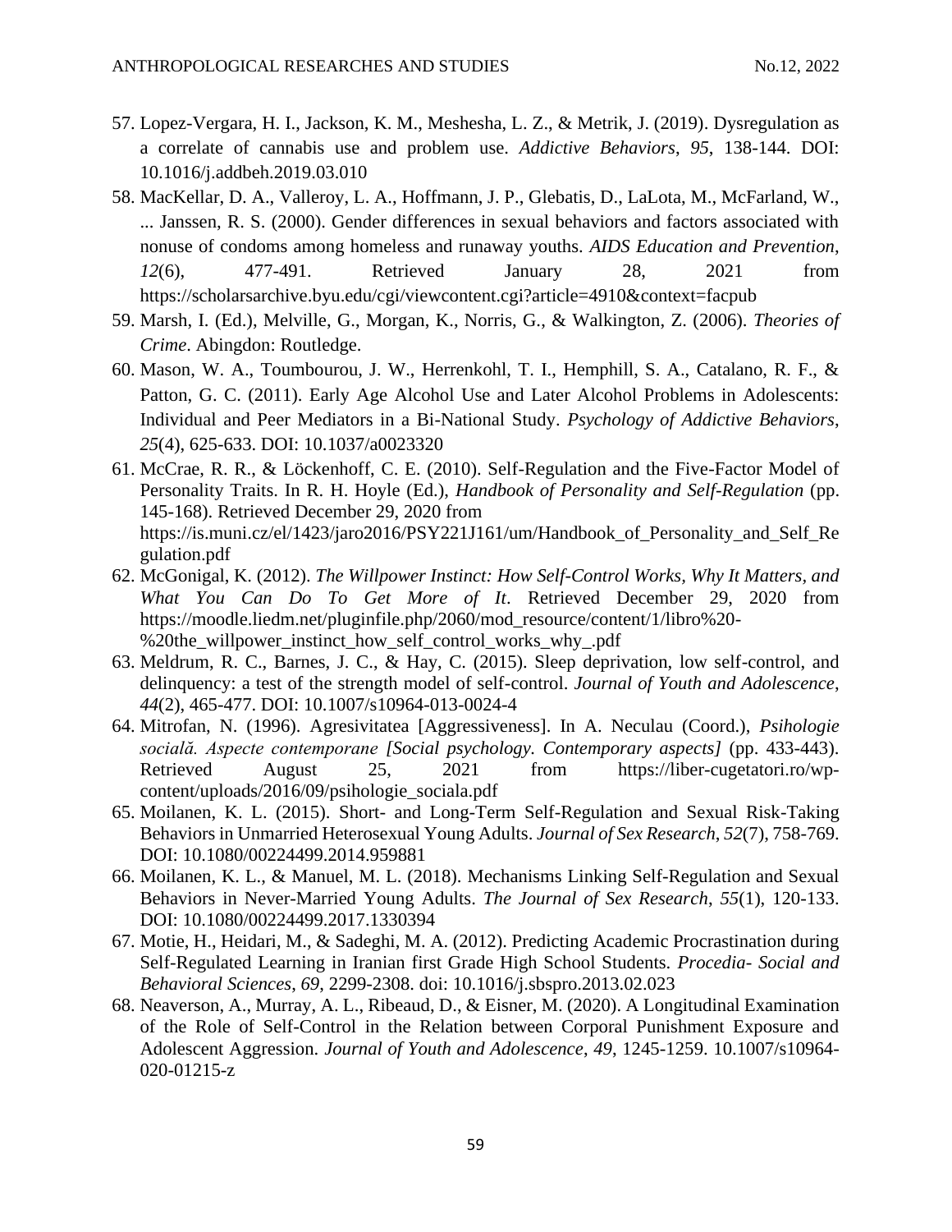57. Lopez-Vergara, H. I., Jackson, K. M., Meshesha, L. Z., & Metrik, J. (2019). Dysregulation as a correlate of cannabis use and problem use. *Addictive Behaviors*, *95*, 138-144. DOI: 10.1016/j.addbeh.2019.03.010
58. MacKellar, D. A., Valleroy, L. A., Hoffmann, J. P., Glebatis, D., LaLota, M., McFarland, W., ... Janssen, R. S. (2000). Gender differences in sexual behaviors and factors associated with nonuse of condoms among homeless and runaway youths. *AIDS Education and Prevention*, *12*(6), 477-491. Retrieved January 28, 2021 from https://scholarsarchive.byu.edu/cgi/viewcontent.cgi?article=4910&context=facpub
59. Marsh, I. (Ed.), Melville, G., Morgan, K., Norris, G., & Walkington, Z. (2006). *Theories of Crime*. Abingdon: Routledge.
60. Mason, W. A., Toumbourou, J. W., Herrenkohl, T. I., Hemphill, S. A., Catalano, R. F., & Patton, G. C. (2011). Early Age Alcohol Use and Later Alcohol Problems in Adolescents: Individual and Peer Mediators in a Bi-National Study. *Psychology of Addictive Behaviors*, *25*(4), 625-633. DOI: 10.1037/a0023320
61. McCrae, R. R., & Löckenhoff, C. E. (2010). Self-Regulation and the Five-Factor Model of Personality Traits. In R. H. Hoyle (Ed.), *Handbook of Personality and Self-Regulation* (pp. 145-168). Retrieved December 29, 2020 from https://is.muni.cz/el/1423/jaro2016/PSY221J161/um/Handbook_of_Personality_and_Self_Regulation.pdf
62. McGonigal, K. (2012). *The Willpower Instinct: How Self-Control Works, Why It Matters, and What You Can Do To Get More of It*. Retrieved December 29, 2020 from https://moodle.liedm.net/pluginfile.php/2060/mod_resource/content/1/libro%20-%20the_willpower_instinct_how_self_control_works_why_.pdf
63. Meldrum, R. C., Barnes, J. C., & Hay, C. (2015). Sleep deprivation, low self-control, and delinquency: a test of the strength model of self-control. *Journal of Youth and Adolescence*, *44*(2), 465-477. DOI: 10.1007/s10964-013-0024-4
64. Mitrofan, N. (1996). Agresivitatea [Aggressiveness]. In A. Neculau (Coord.), *Psihologie socială. Aspecte contemporane [Social psychology. Contemporary aspects]* (pp. 433-443). Retrieved August 25, 2021 from https://liber-cugetatori.ro/wp-content/uploads/2016/09/psihologie_sociala.pdf
65. Moilanen, K. L. (2015). Short- and Long-Term Self-Regulation and Sexual Risk-Taking Behaviors in Unmarried Heterosexual Young Adults. *Journal of Sex Research*, *52*(7), 758-769. DOI: 10.1080/00224499.2014.959881
66. Moilanen, K. L., & Manuel, M. L. (2018). Mechanisms Linking Self-Regulation and Sexual Behaviors in Never-Married Young Adults. *The Journal of Sex Research*, *55*(1), 120-133. DOI: 10.1080/00224499.2017.1330394
67. Motie, H., Heidari, M., & Sadeghi, M. A. (2012). Predicting Academic Procrastination during Self-Regulated Learning in Iranian first Grade High School Students. *Procedia- Social and Behavioral Sciences*, *69*, 2299-2308. doi: 10.1016/j.sbspro.2013.02.023
68. Neaverson, A., Murray, A. L., Ribeaud, D., & Eisner, M. (2020). A Longitudinal Examination of the Role of Self-Control in the Relation between Corporal Punishment Exposure and Adolescent Aggression. *Journal of Youth and Adolescence*, *49*, 1245-1259. 10.1007/s10964-020-01215-z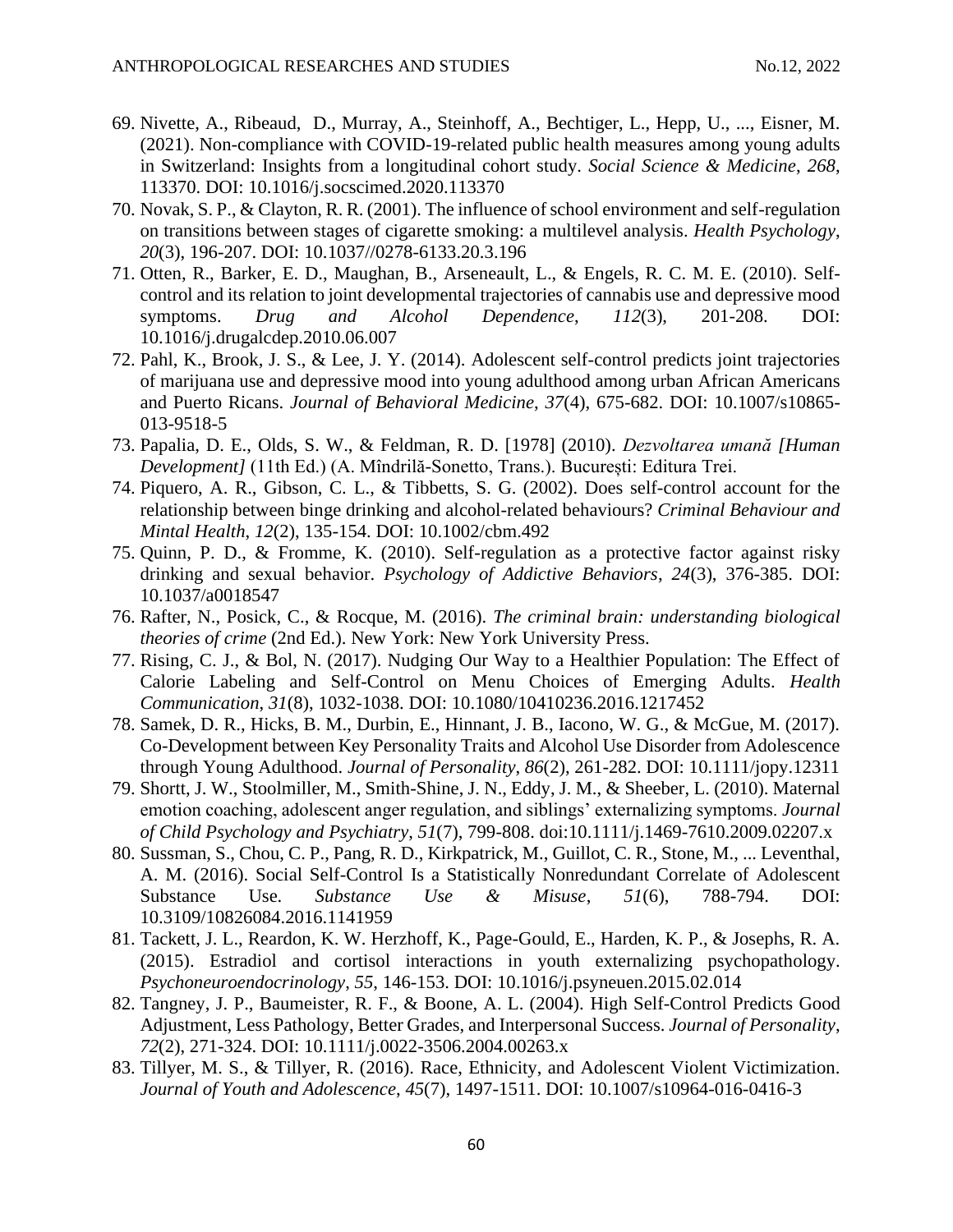69. Nivette, A., Ribeaud, D., Murray, A., Steinhoff, A., Bechtiger, L., Hepp, U., ..., Eisner, M. (2021). Non-compliance with COVID-19-related public health measures among young adults in Switzerland: Insights from a longitudinal cohort study. *Social Science & Medicine*, *268*, 113370. DOI: 10.1016/j.socscimed.2020.113370
70. Novak, S. P., & Clayton, R. R. (2001). The influence of school environment and self-regulation on transitions between stages of cigarette smoking: a multilevel analysis. *Health Psychology*, *20*(3), 196-207. DOI: 10.1037//0278-6133.20.3.196
71. Otten, R., Barker, E. D., Maughan, B., Arseneault, L., & Engels, R. C. M. E. (2010). Self-control and its relation to joint developmental trajectories of cannabis use and depressive mood symptoms. *Drug and Alcohol Dependence*, *112*(3), 201-208. DOI: 10.1016/j.drugalcdep.2010.06.007
72. Pahl, K., Brook, J. S., & Lee, J. Y. (2014). Adolescent self-control predicts joint trajectories of marijuana use and depressive mood into young adulthood among urban African Americans and Puerto Ricans. *Journal of Behavioral Medicine*, *37*(4), 675-682. DOI: 10.1007/s10865-013-9518-5
73. Papalia, D. E., Olds, S. W., & Feldman, R. D. [1978] (2010). *Dezvoltarea umană [Human Development]* (11th Ed.) (A. Mîndrilă-Sonetto, Trans.). București: Editura Trei.
74. Piquero, A. R., Gibson, C. L., & Tibbetts, S. G. (2002). Does self-control account for the relationship between binge drinking and alcohol-related behaviours? *Criminal Behaviour and Mintal Health*, *12*(2), 135-154. DOI: 10.1002/cbm.492
75. Quinn, P. D., & Fromme, K. (2010). Self-regulation as a protective factor against risky drinking and sexual behavior. *Psychology of Addictive Behaviors*, *24*(3), 376-385. DOI: 10.1037/a0018547
76. Rafter, N., Posick, C., & Rocque, M. (2016). *The criminal brain: understanding biological theories of crime* (2nd Ed.). New York: New York University Press.
77. Rising, C. J., & Bol, N. (2017). Nudging Our Way to a Healthier Population: The Effect of Calorie Labeling and Self-Control on Menu Choices of Emerging Adults. *Health Communication*, *31*(8), 1032-1038. DOI: 10.1080/10410236.2016.1217452
78. Samek, D. R., Hicks, B. M., Durbin, E., Hinnant, J. B., Iacono, W. G., & McGue, M. (2017). Co-Development between Key Personality Traits and Alcohol Use Disorder from Adolescence through Young Adulthood. *Journal of Personality*, *86*(2), 261-282. DOI: 10.1111/jopy.12311
79. Shortt, J. W., Stoolmiller, M., Smith-Shine, J. N., Eddy, J. M., & Sheeber, L. (2010). Maternal emotion coaching, adolescent anger regulation, and siblings' externalizing symptoms. *Journal of Child Psychology and Psychiatry*, *51*(7), 799-808. doi:10.1111/j.1469-7610.2009.02207.x
80. Sussman, S., Chou, C. P., Pang, R. D., Kirkpatrick, M., Guillot, C. R., Stone, M., ... Leventhal, A. M. (2016). Social Self-Control Is a Statistically Nonredundant Correlate of Adolescent Substance Use. *Substance Use & Misuse*, *51*(6), 788-794. DOI: 10.3109/10826084.2016.1141959
81. Tackett, J. L., Reardon, K. W. Herzhoff, K., Page-Gould, E., Harden, K. P., & Josephs, R. A. (2015). Estradiol and cortisol interactions in youth externalizing psychopathology. *Psychoneuroendocrinology*, *55*, 146-153. DOI: 10.1016/j.psyneuen.2015.02.014
82. Tangney, J. P., Baumeister, R. F., & Boone, A. L. (2004). High Self-Control Predicts Good Adjustment, Less Pathology, Better Grades, and Interpersonal Success. *Journal of Personality*, *72*(2), 271-324. DOI: 10.1111/j.0022-3506.2004.00263.x
83. Tillyer, M. S., & Tillyer, R. (2016). Race, Ethnicity, and Adolescent Violent Victimization. *Journal of Youth and Adolescence*, *45*(7), 1497-1511. DOI: 10.1007/s10964-016-0416-3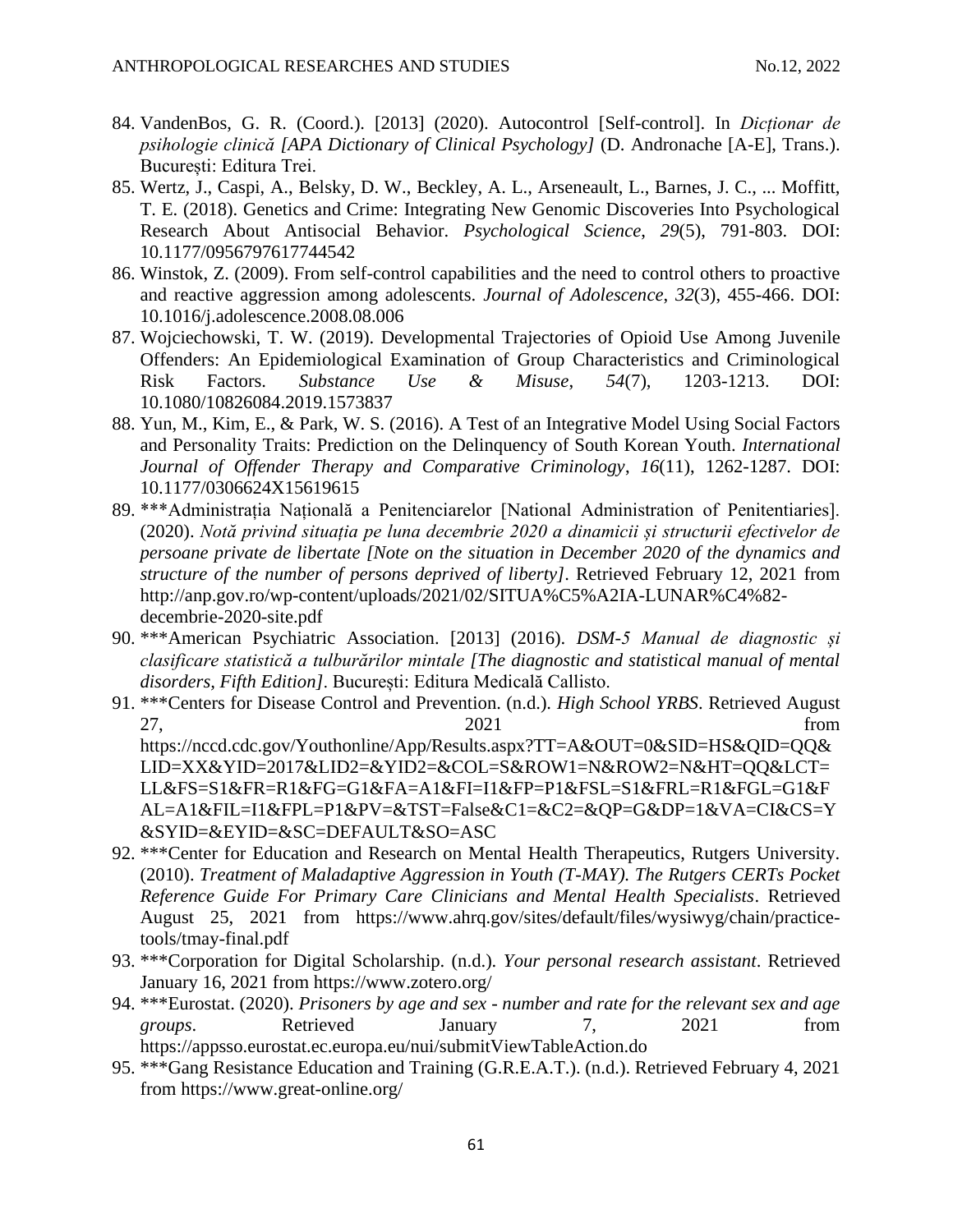84. VandenBos, G. R. (Coord.). [2013] (2020). Autocontrol [Self-control]. In *Dicționar de psihologie clinică [APA Dictionary of Clinical Psychology]* (D. Andronache [A-E], Trans.). București: Editura Trei.
85. Wertz, J., Caspi, A., Belsky, D. W., Beckley, A. L., Arseneault, L., Barnes, J. C., ... Moffitt, T. E. (2018). Genetics and Crime: Integrating New Genomic Discoveries Into Psychological Research About Antisocial Behavior. *Psychological Science*, *29*(5), 791-803. DOI: 10.1177/0956797617744542
86. Winstok, Z. (2009). From self-control capabilities and the need to control others to proactive and reactive aggression among adolescents. *Journal of Adolescence*, *32*(3), 455-466. DOI: 10.1016/j.adolescence.2008.08.006
87. Wojciechowski, T. W. (2019). Developmental Trajectories of Opioid Use Among Juvenile Offenders: An Epidemiological Examination of Group Characteristics and Criminological Risk Factors. *Substance Use & Misuse*, *54*(7), 1203-1213. DOI: 10.1080/10826084.2019.1573837
88. Yun, M., Kim, E., & Park, W. S. (2016). A Test of an Integrative Model Using Social Factors and Personality Traits: Prediction on the Delinquency of South Korean Youth. *International Journal of Offender Therapy and Comparative Criminology*, *16*(11), 1262-1287. DOI: 10.1177/0306624X15619615
89. ***Administrația Națională a Penitenciarelor [National Administration of Penitentiaries]. (2020). *Notă privind situația pe luna decembrie 2020 a dinamicii și structurii efectivelor de persoane private de libertate [Note on the situation in December 2020 of the dynamics and structure of the number of persons deprived of liberty]*. Retrieved February 12, 2021 from http://anp.gov.ro/wp-content/uploads/2021/02/SITUA%C5%A2IA-LUNAR%C4%82-decembrie-2020-site.pdf
90. ***American Psychiatric Association. [2013] (2016). *DSM-5 Manual de diagnostic și clasificare statistică a tulburărilor mintale [The diagnostic and statistical manual of mental disorders, Fifth Edition]*. București: Editura Medicală Callisto.
91. ***Centers for Disease Control and Prevention. (n.d.). *High School YRBS*. Retrieved August 27, 2021 from https://nccd.cdc.gov/Youthonline/App/Results.aspx?TT=A&OUT=0&SID=HS&QID=QQ&LID=XX&YID=2017&LID2=&YID2=&COL=S&ROW1=N&ROW2=N&HT=QQ&LCT=LL&FS=S1&FR=R1&FG=G1&FA=A1&FI=I1&FP=P1&FSL=S1&FRL=R1&FGL=G1&FAL=A1&FIL=I1&FPL=P1&PV=&TST=False&C1=&C2=&QP=G&DP=1&VA=CI&CS=Y&SYID=&EYID=&SC=DEFAULT&SO=ASC
92. ***Center for Education and Research on Mental Health Therapeutics, Rutgers University. (2010). *Treatment of Maladaptive Aggression in Youth (T-MAY). The Rutgers CERTs Pocket Reference Guide For Primary Care Clinicians and Mental Health Specialists*. Retrieved August 25, 2021 from https://www.ahrq.gov/sites/default/files/wysiwyg/chain/practice-tools/tmay-final.pdf
93. ***Corporation for Digital Scholarship. (n.d.). *Your personal research assistant*. Retrieved January 16, 2021 from https://www.zotero.org/
94. ***Eurostat. (2020). *Prisoners by age and sex - number and rate for the relevant sex and age groups*. Retrieved January 7, 2021 from https://appsso.eurostat.ec.europa.eu/nui/submitViewTableAction.do
95. ***Gang Resistance Education and Training (G.R.E.A.T.). (n.d.). Retrieved February 4, 2021 from https://www.great-online.org/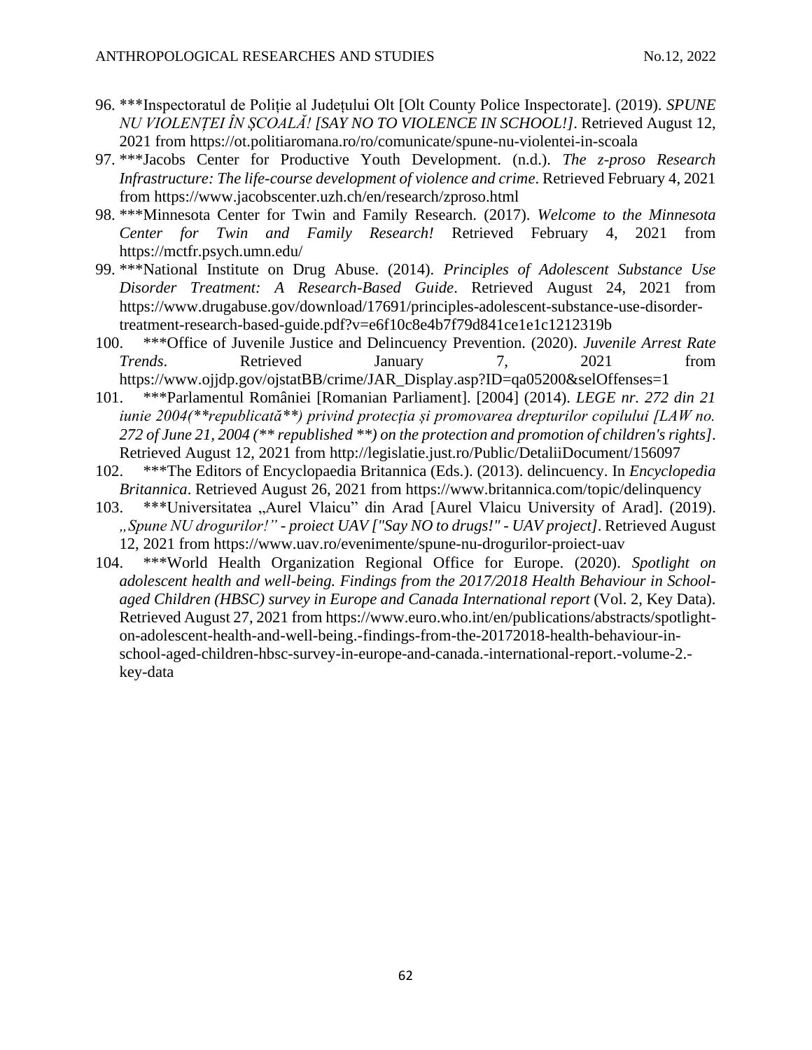96. ***Inspectoratul de Poliție al Județului Olt [Olt County Police Inspectorate]. (2019). *SPUNE NU VIOLENȚEI ÎN ȘCOALĂ! [SAY NO TO VIOLENCE IN SCHOOL!]*. Retrieved August 12, 2021 from https://ot.politiaromana.ro/ro/comunicate/spune-nu-violentei-in-scoala
97. ***Jacobs Center for Productive Youth Development. (n.d.). *The z-proso Research Infrastructure: The life-course development of violence and crime*. Retrieved February 4, 2021 from https://www.jacobscenter.uzh.ch/en/research/zproso.html
98. ***Minnesota Center for Twin and Family Research. (2017). *Welcome to the Minnesota Center for Twin and Family Research!* Retrieved February 4, 2021 from https://mctfr.psych.umn.edu/
99. ***National Institute on Drug Abuse. (2014). *Principles of Adolescent Substance Use Disorder Treatment: A Research-Based Guide*. Retrieved August 24, 2021 from https://www.drugabuse.gov/download/17691/principles-adolescent-substance-use-disorder-treatment-research-based-guide.pdf?v=e6f10c8e4b7f79d841ce1e1c1212319b
100. ***Office of Juvenile Justice and Delincuency Prevention. (2020). *Juvenile Arrest Rate Trends*. Retrieved January 7, 2021 from https://www.ojjdp.gov/ojstatBB/crime/JAR_Display.asp?ID=qa05200&selOffenses=1
101. ***Parlamentul României [Romanian Parliament]. [2004] (2014). *LEGE nr. 272 din 21 iunie 2004(**republicată**) privind protecția și promovarea drepturilor copilului [LAW no. 272 of June 21, 2004 (** republished **) on the protection and promotion of children's rights]*. Retrieved August 12, 2021 from http://legislatie.just.ro/Public/DetaliiDocument/156097
102. ***The Editors of Encyclopaedia Britannica (Eds.). (2013). delincuency. In *Encyclopedia Britannica*. Retrieved August 26, 2021 from https://www.britannica.com/topic/delinquency
103. ***Universitatea „Aurel Vlaicu" din Arad [Aurel Vlaicu University of Arad]. (2019). *„Spune NU drogurilor!" - proiect UAV ["Say NO to drugs!" - UAV project]*. Retrieved August 12, 2021 from https://www.uav.ro/evenimente/spune-nu-drogurilor-proiect-uav
104. ***World Health Organization Regional Office for Europe. (2020). *Spotlight on adolescent health and well-being. Findings from the 2017/2018 Health Behaviour in School-aged Children (HBSC) survey in Europe and Canada International report* (Vol. 2, Key Data). Retrieved August 27, 2021 from https://www.euro.who.int/en/publications/abstracts/spotlight-on-adolescent-health-and-well-being.-findings-from-the-20172018-health-behaviour-in-school-aged-children-hbsc-survey-in-europe-and-canada.-international-report.-volume-2.-key-data